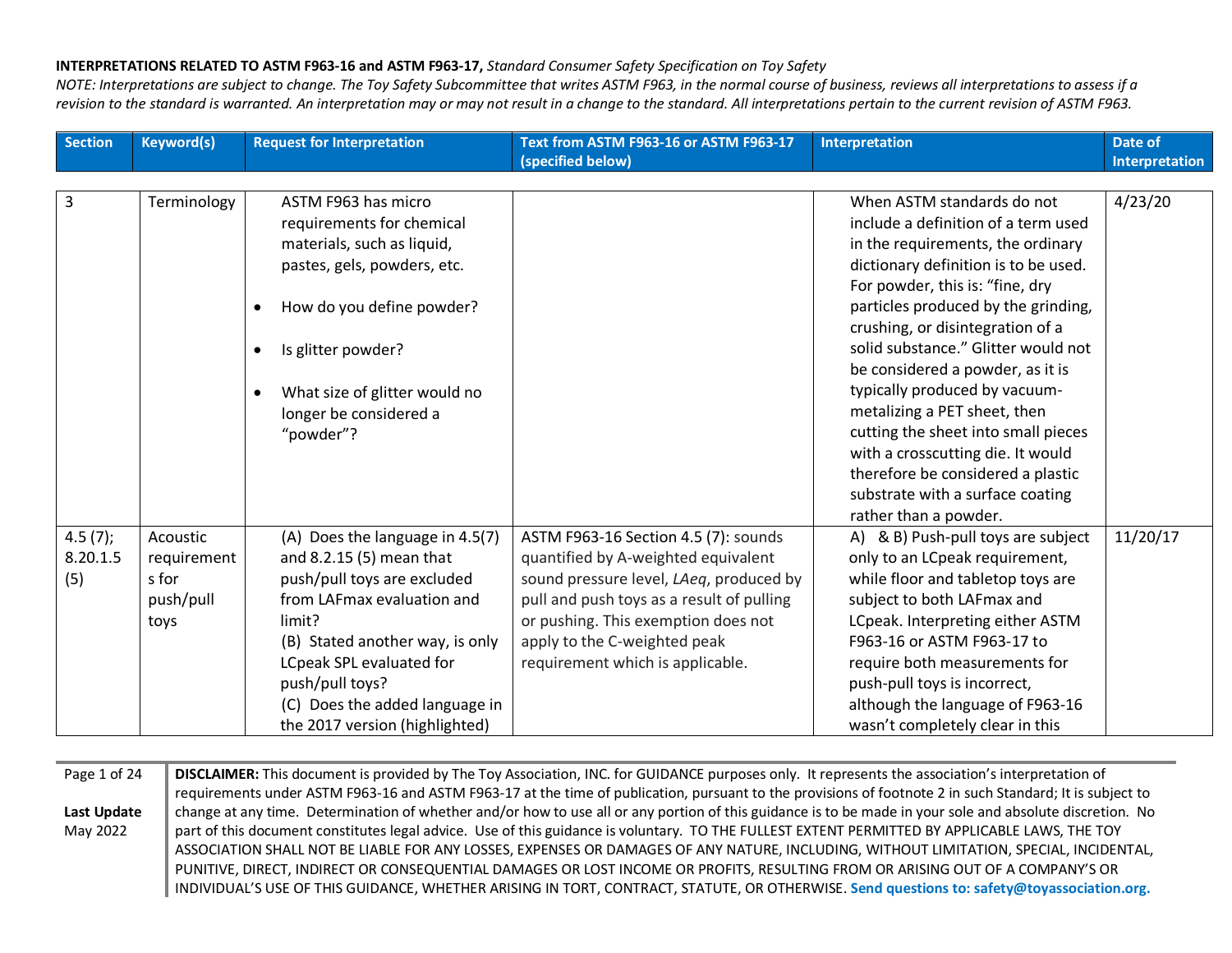**INTERPRETATIONS RELATED TO ASTM F963-16 and ASTM F963-17,** *Standard Consumer Safety Specification on Toy Safety*

*NOTE: Interpretations are subject to change. The Toy Safety Subcommittee that writes ASTM F963, in the normal course of business, reviews all interpretations to assess if a revision to the standard is warranted. An interpretation may or may not result in a change to the standard. All interpretations pertain to the current revision of ASTM F963.*

| Section | Keyword(s) | Request for Interpretation | Text from ASTM F963-16 or ASTM F963-17 (specified below) | Interpretation | Date of Interpretation |
|---|---|---|---|---|---|
| 3 | Terminology | ASTM F963 has micro requirements for chemical materials, such as liquid, pastes, gels, powders, etc.<br>• How do you define powder?<br>• Is glitter powder?<br>• What size of glitter would no longer be considered a "powder"? | | When ASTM standards do not include a definition of a term used in the requirements, the ordinary dictionary definition is to be used. For powder, this is: "fine, dry particles produced by the grinding, crushing, or disintegration of a solid substance." Glitter would not be considered a powder, as it is typically produced by vacuum-metalizing a PET sheet, then cutting the sheet into small pieces with a crosscutting die. It would therefore be considered a plastic substrate with a surface coating rather than a powder. | 4/23/20 |
| 4.5 (7); 8.20.1.5 (5) | Acoustic requirements for push/pull toys | (A) Does the language in 4.5(7) and 8.2.15 (5) mean that push/pull toys are excluded from LAFmax evaluation and limit?<br>(B) Stated another way, is only LCpeak SPL evaluated for push/pull toys?<br>(C) Does the added language in the 2017 version (highlighted) | ASTM F963-16 Section 4.5 (7): sounds quantified by A-weighted equivalent sound pressure level, *LAeq*, produced by pull and push toys as a result of pulling or pushing. This exemption does not apply to the C-weighted peak requirement which is applicable. | A) & B) Push-pull toys are subject only to an LCpeak requirement, while floor and tabletop toys are subject to both LAFmax and LCpeak. Interpreting either ASTM F963-16 or ASTM F963-17 to require both measurements for push-pull toys is incorrect, although the language of F963-16 wasn't completely clear in this | 11/20/17 |

**DISCLAIMER:** This document is provided by The Toy Association, INC. for GUIDANCE purposes only. It represents the association's interpretation of requirements under ASTM F963-16 and ASTM F963-17 at the time of publication, pursuant to the provisions of footnote 2 in such Standard; It is subject to change at any time. Determination of whether and/or how to use all or any portion of this guidance is to be made in your sole and absolute discretion. No part of this document constitutes legal advice. Use of this guidance is voluntary. TO THE FULLEST EXTENT PERMITTED BY APPLICABLE LAWS, THE TOY ASSOCIATION SHALL NOT BE LIABLE FOR ANY LOSSES, EXPENSES OR DAMAGES OF ANY NATURE, INCLUDING, WITHOUT LIMITATION, SPECIAL, INCIDENTAL, PUNITIVE, DIRECT, INDIRECT OR CONSEQUENTIAL DAMAGES OR LOST INCOME OR PROFITS, RESULTING FROM OR ARISING OUT OF A COMPANY'S OR INDIVIDUAL'S USE OF THIS GUIDANCE, WHETHER ARISING IN TORT, CONTRACT, STATUTE, OR OTHERWISE. **Send questions to: safety@toyassociation.org.**

**Last Update** May 2022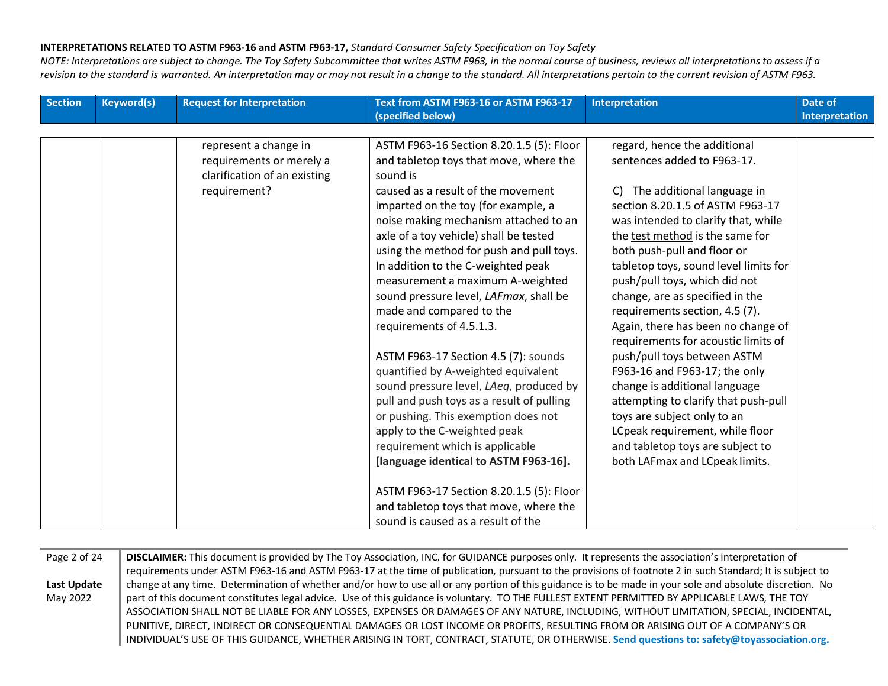**INTERPRETATIONS RELATED TO ASTM F963-16 and ASTM F963-17,** *Standard Consumer Safety Specification on Toy Safety*

*NOTE: Interpretations are subject to change. The Toy Safety Subcommittee that writes ASTM F963, in the normal course of business, reviews all interpretations to assess if a revision to the standard is warranted. An interpretation may or may not result in a change to the standard. All interpretations pertain to the current revision of ASTM F963.*

| Section | Keyword(s) | Request for Interpretation | Text from ASTM F963-16 or ASTM F963-17 (specified below) | Interpretation | Date of Interpretation |
|---|---|---|---|---|---|
| | | represent a change in requirements or merely a clarification of an existing requirement? | ASTM F963-16 Section 8.20.1.5 (5): Floor and tabletop toys that move, where the sound is caused as a result of the movement imparted on the toy (for example, a noise making mechanism attached to an axle of a toy vehicle) shall be tested using the method for push and pull toys. In addition to the C-weighted peak measurement a maximum A-weighted sound pressure level, *LAFmax*, shall be made and compared to the requirements of 4.5.1.3.<br><br>ASTM F963-17 Section 4.5 (7): sounds quantified by A-weighted equivalent sound pressure level, *LAeq*, produced by pull and push toys as a result of pulling or pushing. This exemption does not apply to the C-weighted peak requirement which is applicable **[language identical to ASTM F963-16].**<br><br>ASTM F963-17 Section 8.20.1.5 (5): Floor and tabletop toys that move, where the sound is caused as a result of the | regard, hence the additional sentences added to F963-17.<br><br>C) The additional language in section 8.20.1.5 of ASTM F963-17 was intended to clarify that, while the <u>test method</u> is the same for both push-pull and floor or tabletop toys, sound level limits for push/pull toys, which did not change, are as specified in the requirements section, 4.5 (7). Again, there has been no change of requirements for acoustic limits of push/pull toys between ASTM F963-16 and F963-17; the only change is additional language attempting to clarify that push-pull toys are subject only to an LCpeak requirement, while floor and tabletop toys are subject to both LAFmax and LCpeak limits. | |

**DISCLAIMER:** This document is provided by The Toy Association, INC. for GUIDANCE purposes only. It represents the association's interpretation of requirements under ASTM F963-16 and ASTM F963-17 at the time of publication, pursuant to the provisions of footnote 2 in such Standard; It is subject to change at any time. Determination of whether and/or how to use all or any portion of this guidance is to be made in your sole and absolute discretion. No part of this document constitutes legal advice. Use of this guidance is voluntary. TO THE FULLEST EXTENT PERMITTED BY APPLICABLE LAWS, THE TOY ASSOCIATION SHALL NOT BE LIABLE FOR ANY LOSSES, EXPENSES OR DAMAGES OF ANY NATURE, INCLUDING, WITHOUT LIMITATION, SPECIAL, INCIDENTAL, PUNITIVE, DIRECT, INDIRECT OR CONSEQUENTIAL DAMAGES OR LOST INCOME OR PROFITS, RESULTING FROM OR ARISING OUT OF A COMPANY'S OR INDIVIDUAL'S USE OF THIS GUIDANCE, WHETHER ARISING IN TORT, CONTRACT, STATUTE, OR OTHERWISE. **Send questions to: safety@toyassociation.org.**

**Last Update** May 2022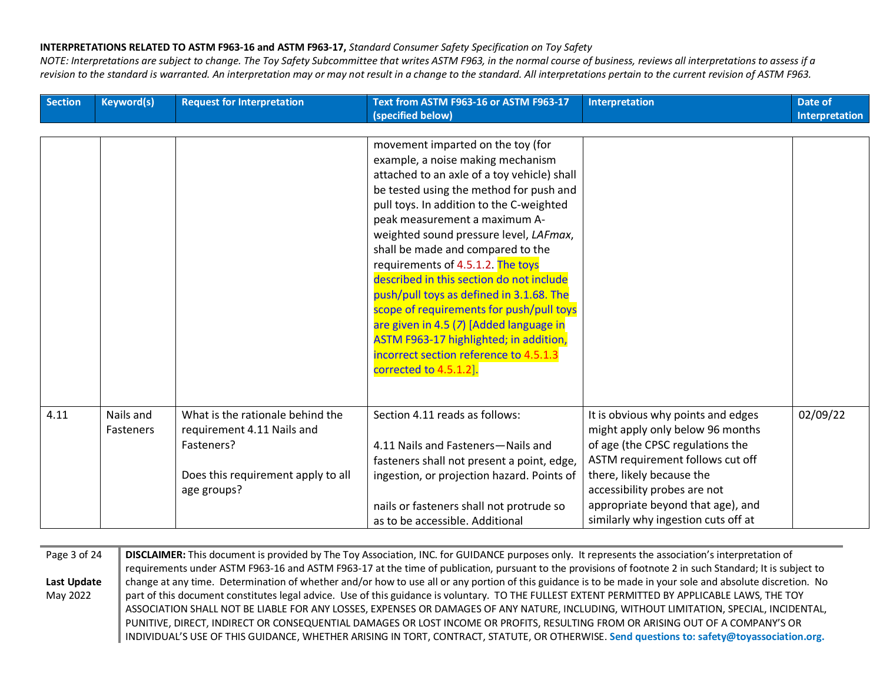**INTERPRETATIONS RELATED TO ASTM F963-16 and ASTM F963-17,** *Standard Consumer Safety Specification on Toy Safety*

*NOTE: Interpretations are subject to change. The Toy Safety Subcommittee that writes ASTM F963, in the normal course of business, reviews all interpretations to assess if a revision to the standard is warranted. An interpretation may or may not result in a change to the standard. All interpretations pertain to the current revision of ASTM F963.*

| Section | Keyword(s) | Request for Interpretation | Text from ASTM F963-16 or ASTM F963-17 (specified below) | Interpretation | Date of Interpretation |
|---|---|---|---|---|---|
| | | | movement imparted on the toy (for example, a noise making mechanism attached to an axle of a toy vehicle) shall be tested using the method for push and pull toys. In addition to the C-weighted peak measurement a maximum A-weighted sound pressure level, *LAFmax*, shall be made and compared to the requirements of 4.5.1.2. The toys described in this section do not include push/pull toys as defined in 3.1.68. The scope of requirements for push/pull toys are given in 4.5 (*7*) [Added language in ASTM F963-17 highlighted; in addition, incorrect section reference to 4.5.1.3 corrected to 4.5.1.2]. | | |
| 4.11 | Nails and Fasteners | What is the rationale behind the requirement 4.11 Nails and Fasteners?<br><br>Does this requirement apply to all age groups? | Section 4.11 reads as follows:<br><br>4.11 Nails and Fasteners—Nails and fasteners shall not present a point, edge, ingestion, or projection hazard. Points of nails or fasteners shall not protrude so as to be accessible. Additional | It is obvious why points and edges might apply only below 96 months of age (the CPSC regulations the ASTM requirement follows cut off there, likely because the accessibility probes are not appropriate beyond that age), and similarly why ingestion cuts off at | 02/09/22 |

**DISCLAIMER:** This document is provided by The Toy Association, INC. for GUIDANCE purposes only. It represents the association's interpretation of requirements under ASTM F963-16 and ASTM F963-17 at the time of publication, pursuant to the provisions of footnote 2 in such Standard; It is subject to change at any time. Determination of whether and/or how to use all or any portion of this guidance is to be made in your sole and absolute discretion. No part of this document constitutes legal advice. Use of this guidance is voluntary. TO THE FULLEST EXTENT PERMITTED BY APPLICABLE LAWS, THE TOY ASSOCIATION SHALL NOT BE LIABLE FOR ANY LOSSES, EXPENSES OR DAMAGES OF ANY NATURE, INCLUDING, WITHOUT LIMITATION, SPECIAL, INCIDENTAL, PUNITIVE, DIRECT, INDIRECT OR CONSEQUENTIAL DAMAGES OR LOST INCOME OR PROFITS, RESULTING FROM OR ARISING OUT OF A COMPANY'S OR INDIVIDUAL'S USE OF THIS GUIDANCE, WHETHER ARISING IN TORT, CONTRACT, STATUTE, OR OTHERWISE. **Send questions to: safety@toyassociation.org.**

**Last Update** May 2022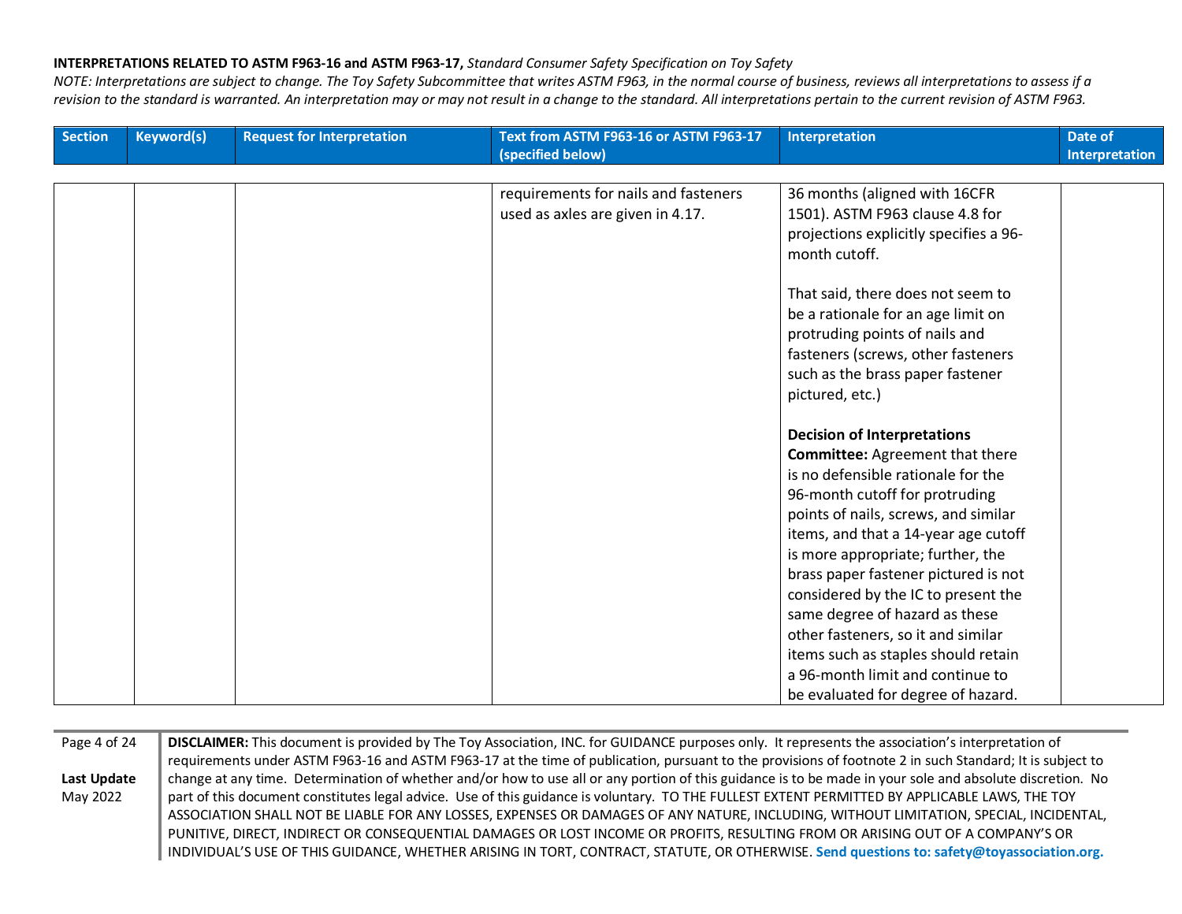**INTERPRETATIONS RELATED TO ASTM F963-16 and ASTM F963-17,** *Standard Consumer Safety Specification on Toy Safety*

*NOTE: Interpretations are subject to change. The Toy Safety Subcommittee that writes ASTM F963, in the normal course of business, reviews all interpretations to assess if a revision to the standard is warranted. An interpretation may or may not result in a change to the standard. All interpretations pertain to the current revision of ASTM F963.*

| Section | Keyword(s) | Request for Interpretation | Text from ASTM F963-16 or ASTM F963-17 (specified below) | Interpretation | Date of Interpretation |
|---|---|---|---|---|---|
| | | | requirements for nails and fasteners used as axles are given in 4.17. | 36 months (aligned with 16CFR 1501). ASTM F963 clause 4.8 for projections explicitly specifies a 96-month cutoff.<br><br>That said, there does not seem to be a rationale for an age limit on protruding points of nails and fasteners (screws, other fasteners such as the brass paper fastener pictured, etc.)<br><br>**Decision of Interpretations Committee:** Agreement that there is no defensible rationale for the 96-month cutoff for protruding points of nails, screws, and similar items, and that a 14-year age cutoff is more appropriate; further, the brass paper fastener pictured is not considered by the IC to present the same degree of hazard as these other fasteners, so it and similar items such as staples should retain a 96-month limit and continue to be evaluated for degree of hazard. | |

**Last Update** May 2022

**DISCLAIMER:** This document is provided by The Toy Association, INC. for GUIDANCE purposes only. It represents the association's interpretation of requirements under ASTM F963-16 and ASTM F963-17 at the time of publication, pursuant to the provisions of footnote 2 in such Standard; It is subject to change at any time. Determination of whether and/or how to use all or any portion of this guidance is to be made in your sole and absolute discretion. No part of this document constitutes legal advice. Use of this guidance is voluntary. TO THE FULLEST EXTENT PERMITTED BY APPLICABLE LAWS, THE TOY ASSOCIATION SHALL NOT BE LIABLE FOR ANY LOSSES, EXPENSES OR DAMAGES OF ANY NATURE, INCLUDING, WITHOUT LIMITATION, SPECIAL, INCIDENTAL, PUNITIVE, DIRECT, INDIRECT OR CONSEQUENTIAL DAMAGES OR LOST INCOME OR PROFITS, RESULTING FROM OR ARISING OUT OF A COMPANY'S OR INDIVIDUAL'S USE OF THIS GUIDANCE, WHETHER ARISING IN TORT, CONTRACT, STATUTE, OR OTHERWISE. **Send questions to: safety@toyassociation.org.**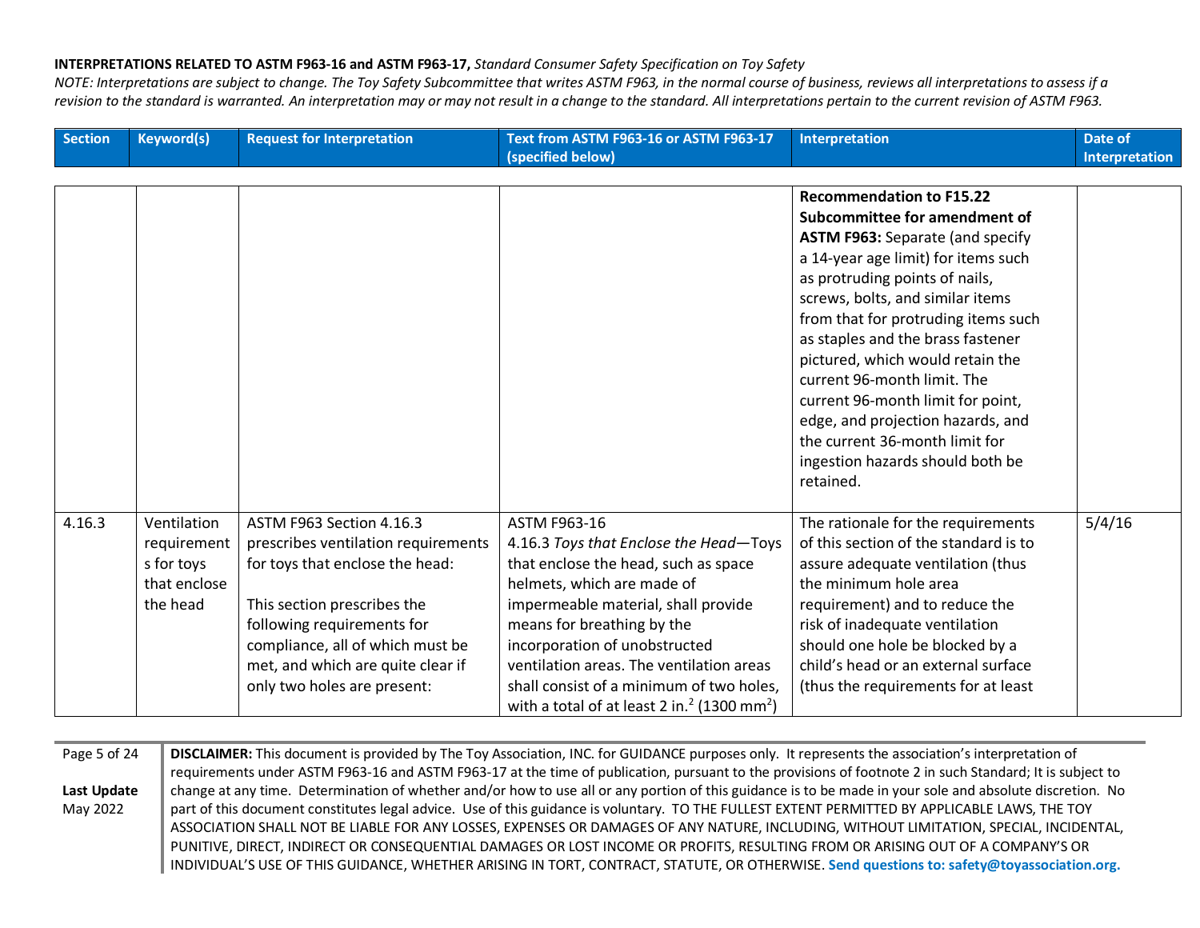**INTERPRETATIONS RELATED TO ASTM F963-16 and ASTM F963-17,** *Standard Consumer Safety Specification on Toy Safety*

*NOTE: Interpretations are subject to change. The Toy Safety Subcommittee that writes ASTM F963, in the normal course of business, reviews all interpretations to assess if a revision to the standard is warranted. An interpretation may or may not result in a change to the standard. All interpretations pertain to the current revision of ASTM F963.*

| Section | Keyword(s) | Request for Interpretation | Text from ASTM F963-16 or ASTM F963-17 (specified below) | Interpretation | Date of Interpretation |
|---|---|---|---|---|---|
| | | | | **Recommendation to F15.22 Subcommittee for amendment of ASTM F963:** Separate (and specify a 14-year age limit) for items such as protruding points of nails, screws, bolts, and similar items from that for protruding items such as staples and the brass fastener pictured, which would retain the current 96-month limit. The current 96-month limit for point, edge, and projection hazards, and the current 36-month limit for ingestion hazards should both be retained. | |
| 4.16.3 | Ventilation requirements for toys that enclose the head | ASTM F963 Section 4.16.3 prescribes ventilation requirements for toys that enclose the head: <br><br> This section prescribes the following requirements for compliance, all of which must be met, and which are quite clear if only two holes are present: | ASTM F963-16 <br> 4.16.3 *Toys that Enclose the Head*—Toys that enclose the head, such as space helmets, which are made of impermeable material, shall provide means for breathing by the incorporation of unobstructed ventilation areas. The ventilation areas shall consist of a minimum of two holes, with a total of at least 2 in.$^2$ (1300 mm$^2$) | The rationale for the requirements of this section of the standard is to assure adequate ventilation (thus the minimum hole area requirement) and to reduce the risk of inadequate ventilation should one hole be blocked by a child's head or an external surface (thus the requirements for at least | 5/4/16 |

**DISCLAIMER:** This document is provided by The Toy Association, INC. for GUIDANCE purposes only. It represents the association's interpretation of requirements under ASTM F963-16 and ASTM F963-17 at the time of publication, pursuant to the provisions of footnote 2 in such Standard; It is subject to change at any time. Determination of whether and/or how to use all or any portion of this guidance is to be made in your sole and absolute discretion. No part of this document constitutes legal advice. Use of this guidance is voluntary. TO THE FULLEST EXTENT PERMITTED BY APPLICABLE LAWS, THE TOY ASSOCIATION SHALL NOT BE LIABLE FOR ANY LOSSES, EXPENSES OR DAMAGES OF ANY NATURE, INCLUDING, WITHOUT LIMITATION, SPECIAL, INCIDENTAL, PUNITIVE, DIRECT, INDIRECT OR CONSEQUENTIAL DAMAGES OR LOST INCOME OR PROFITS, RESULTING FROM OR ARISING OUT OF A COMPANY'S OR INDIVIDUAL'S USE OF THIS GUIDANCE, WHETHER ARISING IN TORT, CONTRACT, STATUTE, OR OTHERWISE. **Send questions to: safety@toyassociation.org.**

**Last Update** May 2022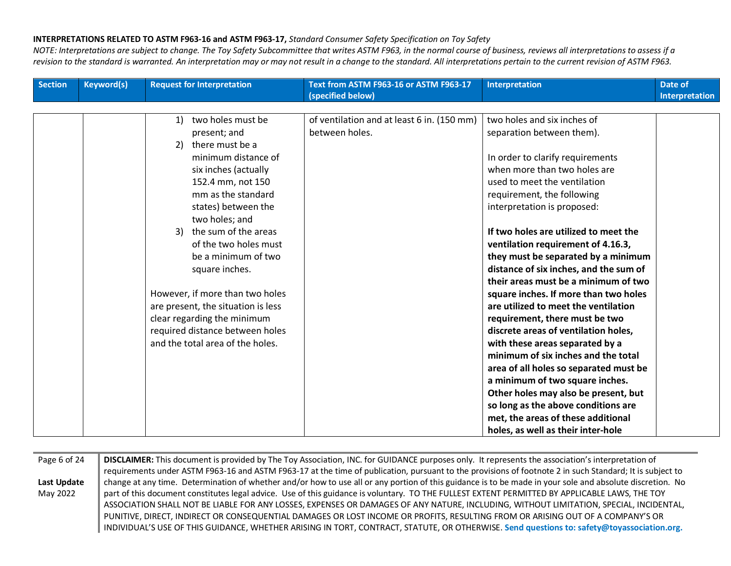**INTERPRETATIONS RELATED TO ASTM F963-16 and ASTM F963-17,** *Standard Consumer Safety Specification on Toy Safety*

*NOTE: Interpretations are subject to change. The Toy Safety Subcommittee that writes ASTM F963, in the normal course of business, reviews all interpretations to assess if a revision to the standard is warranted. An interpretation may or may not result in a change to the standard. All interpretations pertain to the current revision of ASTM F963.*

| Section | Keyword(s) | Request for Interpretation | Text from ASTM F963-16 or ASTM F963-17 (specified below) | Interpretation | Date of Interpretation |
|---|---|---|---|---|---|
| | | 1) two holes must be present; and<br>2) there must be a minimum distance of six inches (actually 152.4 mm, not 150 mm as the standard states) between the two holes; and<br>3) the sum of the areas of the two holes must be a minimum of two square inches.<br><br>However, if more than two holes are present, the situation is less clear regarding the minimum required distance between holes and the total area of the holes. | of ventilation and at least 6 in. (150 mm) between holes. | two holes and six inches of separation between them).<br><br>In order to clarify requirements when more than two holes are used to meet the ventilation requirement, the following interpretation is proposed:<br><br>**If two holes are utilized to meet the ventilation requirement of 4.16.3, they must be separated by a minimum distance of six inches, and the sum of their areas must be a minimum of two square inches. If more than two holes are utilized to meet the ventilation requirement, there must be two discrete areas of ventilation holes, with these areas separated by a minimum of six inches and the total area of all holes so separated must be a minimum of two square inches. Other holes may also be present, but so long as the above conditions are met, the areas of these additional holes, as well as their inter-hole** | |

**DISCLAIMER:** This document is provided by The Toy Association, INC. for GUIDANCE purposes only. It represents the association's interpretation of requirements under ASTM F963-16 and ASTM F963-17 at the time of publication, pursuant to the provisions of footnote 2 in such Standard; It is subject to change at any time. Determination of whether and/or how to use all or any portion of this guidance is to be made in your sole and absolute discretion. No part of this document constitutes legal advice. Use of this guidance is voluntary. TO THE FULLEST EXTENT PERMITTED BY APPLICABLE LAWS, THE TOY ASSOCIATION SHALL NOT BE LIABLE FOR ANY LOSSES, EXPENSES OR DAMAGES OF ANY NATURE, INCLUDING, WITHOUT LIMITATION, SPECIAL, INCIDENTAL, PUNITIVE, DIRECT, INDIRECT OR CONSEQUENTIAL DAMAGES OR LOST INCOME OR PROFITS, RESULTING FROM OR ARISING OUT OF A COMPANY'S OR INDIVIDUAL'S USE OF THIS GUIDANCE, WHETHER ARISING IN TORT, CONTRACT, STATUTE, OR OTHERWISE. **Send questions to: safety@toyassociation.org.**

**Last Update** May 2022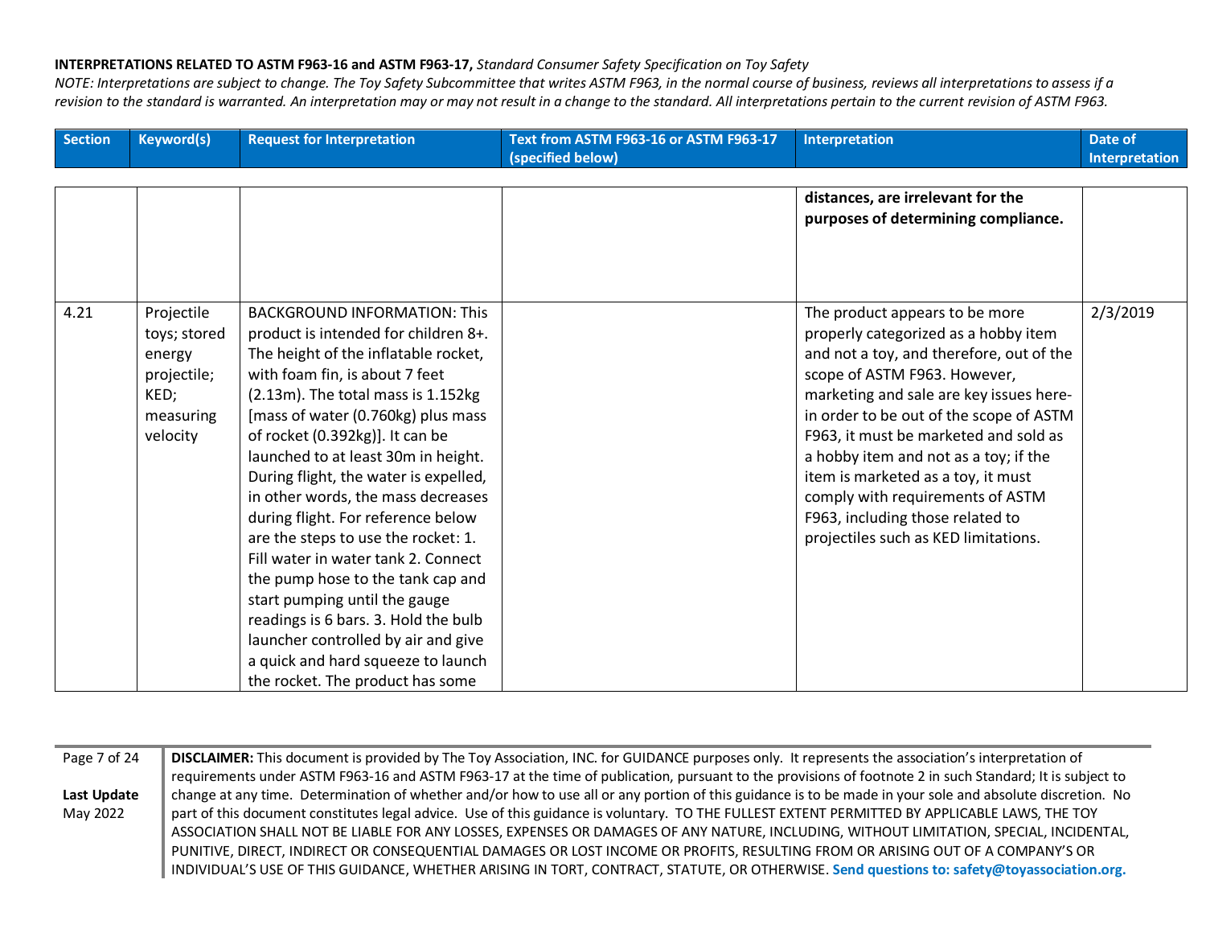**INTERPRETATIONS RELATED TO ASTM F963-16 and ASTM F963-17,** *Standard Consumer Safety Specification on Toy Safety*

*NOTE: Interpretations are subject to change. The Toy Safety Subcommittee that writes ASTM F963, in the normal course of business, reviews all interpretations to assess if a revision to the standard is warranted. An interpretation may or may not result in a change to the standard. All interpretations pertain to the current revision of ASTM F963.*

| Section | Keyword(s) | Request for Interpretation | Text from ASTM F963-16 or ASTM F963-17 (specified below) | Interpretation | Date of Interpretation |
|---|---|---|---|---|---|
| | | | | **distances, are irrelevant for the purposes of determining compliance.** | |
| 4.21 | Projectile toys; stored energy projectile; KED; measuring velocity | BACKGROUND INFORMATION: This product is intended for children 8+. The height of the inflatable rocket, with foam fin, is about 7 feet (2.13m). The total mass is 1.152kg [mass of water (0.760kg) plus mass of rocket (0.392kg)]. It can be launched to at least 30m in height. During flight, the water is expelled, in other words, the mass decreases during flight. For reference below are the steps to use the rocket: 1. Fill water in water tank 2. Connect the pump hose to the tank cap and start pumping until the gauge readings is 6 bars. 3. Hold the bulb launcher controlled by air and give a quick and hard squeeze to launch the rocket. The product has some | | The product appears to be more properly categorized as a hobby item and not a toy, and therefore, out of the scope of ASTM F963. However, marketing and sale are key issues here-in order to be out of the scope of ASTM F963, it must be marketed and sold as a hobby item and not as a toy; if the item is marketed as a toy, it must comply with requirements of ASTM F963, including those related to projectiles such as KED limitations. | 2/3/2019 |

**DISCLAIMER:** This document is provided by The Toy Association, INC. for GUIDANCE purposes only. It represents the association's interpretation of requirements under ASTM F963-16 and ASTM F963-17 at the time of publication, pursuant to the provisions of footnote 2 in such Standard; It is subject to change at any time. Determination of whether and/or how to use all or any portion of this guidance is to be made in your sole and absolute discretion. No part of this document constitutes legal advice. Use of this guidance is voluntary. TO THE FULLEST EXTENT PERMITTED BY APPLICABLE LAWS, THE TOY ASSOCIATION SHALL NOT BE LIABLE FOR ANY LOSSES, EXPENSES OR DAMAGES OF ANY NATURE, INCLUDING, WITHOUT LIMITATION, SPECIAL, INCIDENTAL, PUNITIVE, DIRECT, INDIRECT OR CONSEQUENTIAL DAMAGES OR LOST INCOME OR PROFITS, RESULTING FROM OR ARISING OUT OF A COMPANY'S OR INDIVIDUAL'S USE OF THIS GUIDANCE, WHETHER ARISING IN TORT, CONTRACT, STATUTE, OR OTHERWISE. **Send questions to: safety@toyassociation.org.**

**Last Update** May 2022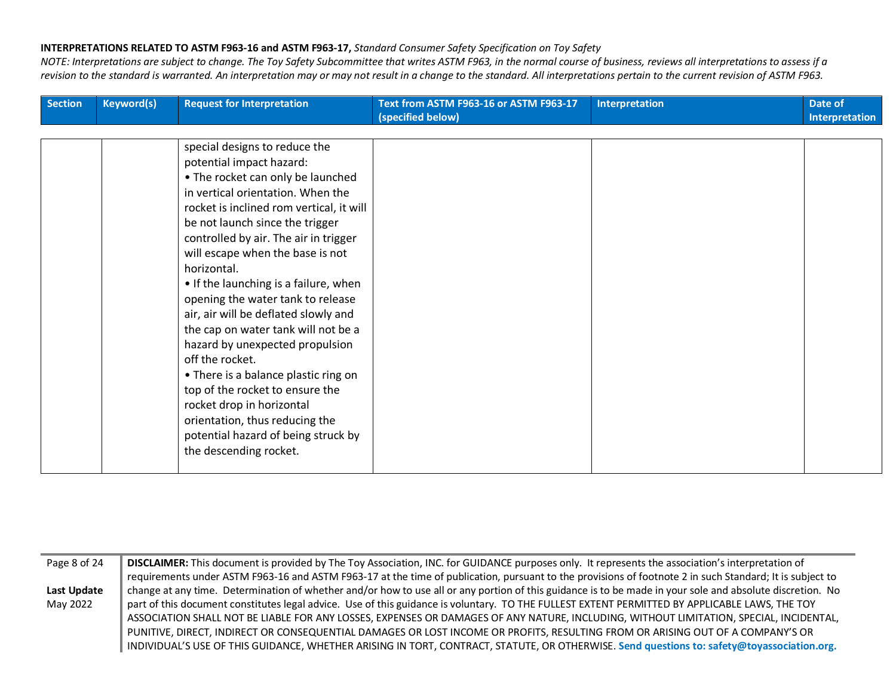**INTERPRETATIONS RELATED TO ASTM F963-16 and ASTM F963-17,** *Standard Consumer Safety Specification on Toy Safety*

*NOTE: Interpretations are subject to change. The Toy Safety Subcommittee that writes ASTM F963, in the normal course of business, reviews all interpretations to assess if a revision to the standard is warranted. An interpretation may or may not result in a change to the standard. All interpretations pertain to the current revision of ASTM F963.*

| Section | Keyword(s) | Request for Interpretation | Text from ASTM F963-16 or ASTM F963-17 (specified below) | Interpretation | Date of Interpretation |
|---|---|---|---|---|---|
| | | special designs to reduce the potential impact hazard:<br>• The rocket can only be launched in vertical orientation. When the rocket is inclined rom vertical, it will be not launch since the trigger controlled by air. The air in trigger will escape when the base is not horizontal.<br>• If the launching is a failure, when opening the water tank to release air, air will be deflated slowly and the cap on water tank will not be a hazard by unexpected propulsion off the rocket.<br>• There is a balance plastic ring on top of the rocket to ensure the rocket drop in horizontal orientation, thus reducing the potential hazard of being struck by the descending rocket. | | | |

**DISCLAIMER:** This document is provided by The Toy Association, INC. for GUIDANCE purposes only. It represents the association's interpretation of requirements under ASTM F963-16 and ASTM F963-17 at the time of publication, pursuant to the provisions of footnote 2 in such Standard; It is subject to change at any time. Determination of whether and/or how to use all or any portion of this guidance is to be made in your sole and absolute discretion. No part of this document constitutes legal advice. Use of this guidance is voluntary. TO THE FULLEST EXTENT PERMITTED BY APPLICABLE LAWS, THE TOY ASSOCIATION SHALL NOT BE LIABLE FOR ANY LOSSES, EXPENSES OR DAMAGES OF ANY NATURE, INCLUDING, WITHOUT LIMITATION, SPECIAL, INCIDENTAL, PUNITIVE, DIRECT, INDIRECT OR CONSEQUENTIAL DAMAGES OR LOST INCOME OR PROFITS, RESULTING FROM OR ARISING OUT OF A COMPANY'S OR INDIVIDUAL'S USE OF THIS GUIDANCE, WHETHER ARISING IN TORT, CONTRACT, STATUTE, OR OTHERWISE. **Send questions to: safety@toyassociation.org.**

**Last Update** May 2022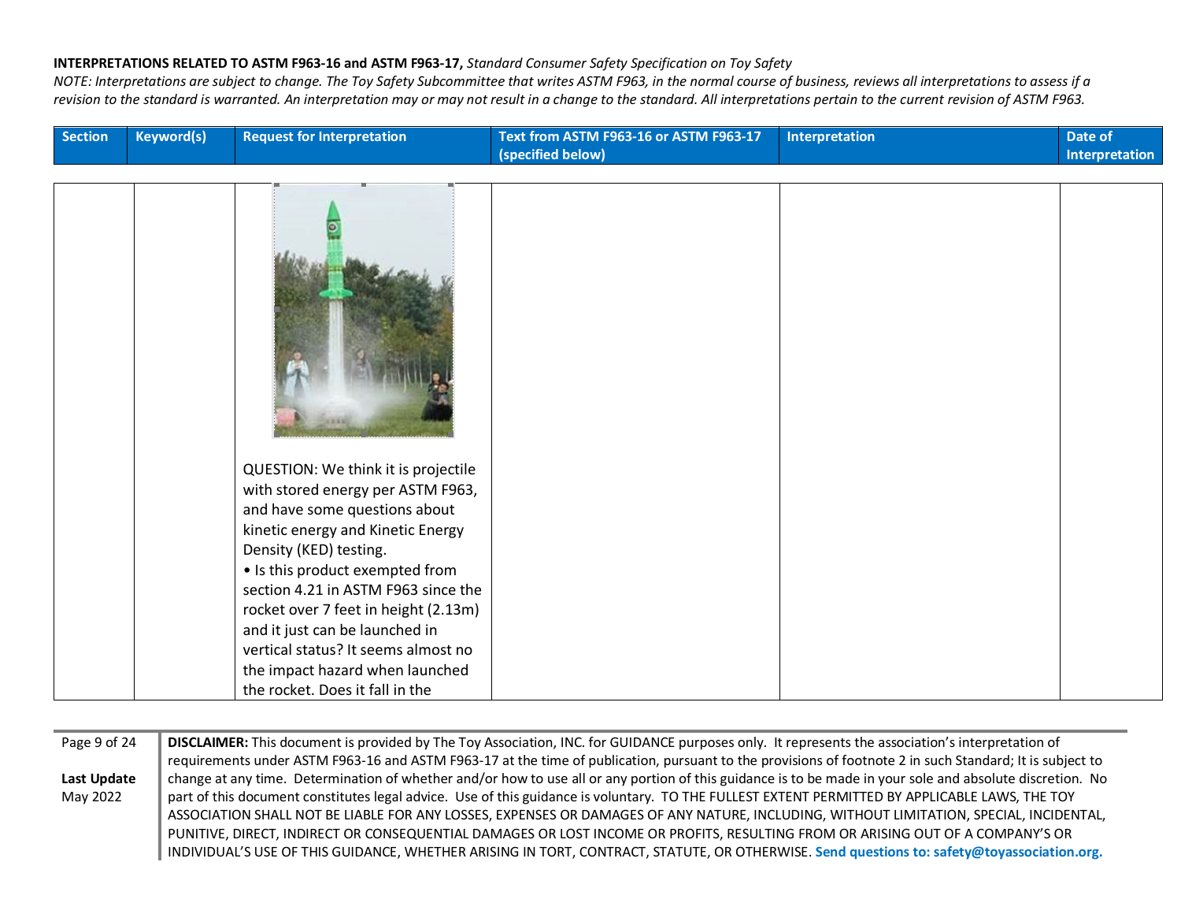**INTERPRETATIONS RELATED TO ASTM F963-16 and ASTM F963-17,** *Standard Consumer Safety Specification on Toy Safety*

*NOTE: Interpretations are subject to change. The Toy Safety Subcommittee that writes ASTM F963, in the normal course of business, reviews all interpretations to assess if a revision to the standard is warranted. An interpretation may or may not result in a change to the standard. All interpretations pertain to the current revision of ASTM F963.*

| Section | Keyword(s) | Request for Interpretation | Text from ASTM F963-16 or ASTM F963-17 (specified below) | Interpretation | Date of Interpretation |
|---|---|---|---|---|---|
| | | QUESTION: We think it is projectile with stored energy per ASTM F963, and have some questions about kinetic energy and Kinetic Energy Density (KED) testing.<br>• Is this product exempted from section 4.21 in ASTM F963 since the rocket over 7 feet in height (2.13m) and it just can be launched in vertical status? It seems almost no the impact hazard when launched the rocket. Does it fall in the | | | |

**DISCLAIMER:** This document is provided by The Toy Association, INC. for GUIDANCE purposes only. It represents the association's interpretation of requirements under ASTM F963-16 and ASTM F963-17 at the time of publication, pursuant to the provisions of footnote 2 in such Standard; It is subject to change at any time. Determination of whether and/or how to use all or any portion of this guidance is to be made in your sole and absolute discretion. No part of this document constitutes legal advice. Use of this guidance is voluntary. TO THE FULLEST EXTENT PERMITTED BY APPLICABLE LAWS, THE TOY ASSOCIATION SHALL NOT BE LIABLE FOR ANY LOSSES, EXPENSES OR DAMAGES OF ANY NATURE, INCLUDING, WITHOUT LIMITATION, SPECIAL, INCIDENTAL, PUNITIVE, DIRECT, INDIRECT OR CONSEQUENTIAL DAMAGES OR LOST INCOME OR PROFITS, RESULTING FROM OR ARISING OUT OF A COMPANY'S OR INDIVIDUAL'S USE OF THIS GUIDANCE, WHETHER ARISING IN TORT, CONTRACT, STATUTE, OR OTHERWISE. **Send questions to: safety@toyassociation.org.**

**Last Update** May 2022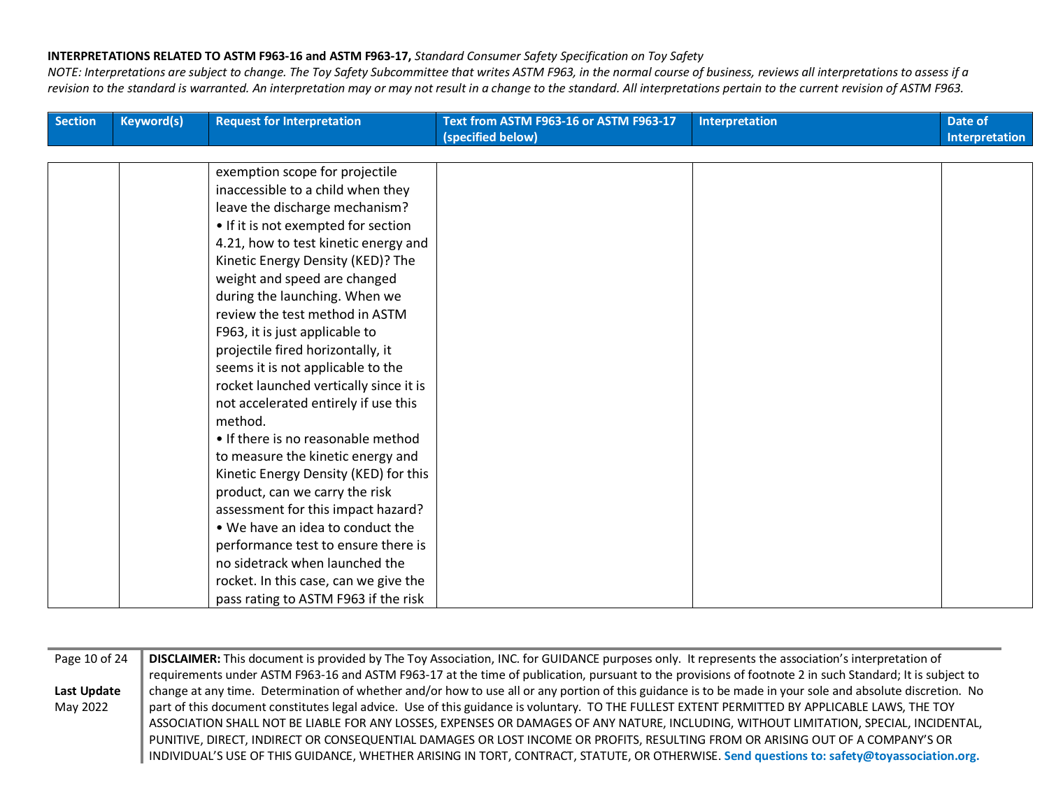**INTERPRETATIONS RELATED TO ASTM F963-16 and ASTM F963-17,** *Standard Consumer Safety Specification on Toy Safety*

*NOTE: Interpretations are subject to change. The Toy Safety Subcommittee that writes ASTM F963, in the normal course of business, reviews all interpretations to assess if a revision to the standard is warranted. An interpretation may or may not result in a change to the standard. All interpretations pertain to the current revision of ASTM F963.*

| Section | Keyword(s) | Request for Interpretation | Text from ASTM F963-16 or ASTM F963-17 (specified below) | Interpretation | Date of Interpretation |
|---|---|---|---|---|---|
| | | exemption scope for projectile inaccessible to a child when they leave the discharge mechanism?<br>• If it is not exempted for section 4.21, how to test kinetic energy and Kinetic Energy Density (KED)? The weight and speed are changed during the launching. When we review the test method in ASTM F963, it is just applicable to projectile fired horizontally, it seems it is not applicable to the rocket launched vertically since it is not accelerated entirely if use this method.<br>• If there is no reasonable method to measure the kinetic energy and Kinetic Energy Density (KED) for this product, can we carry the risk assessment for this impact hazard?<br>• We have an idea to conduct the performance test to ensure there is no sidetrack when launched the rocket. In this case, can we give the pass rating to ASTM F963 if the risk | | | |

**DISCLAIMER:** This document is provided by The Toy Association, INC. for GUIDANCE purposes only. It represents the association's interpretation of requirements under ASTM F963-16 and ASTM F963-17 at the time of publication, pursuant to the provisions of footnote 2 in such Standard; It is subject to change at any time. Determination of whether and/or how to use all or any portion of this guidance is to be made in your sole and absolute discretion. No part of this document constitutes legal advice. Use of this guidance is voluntary. TO THE FULLEST EXTENT PERMITTED BY APPLICABLE LAWS, THE TOY ASSOCIATION SHALL NOT BE LIABLE FOR ANY LOSSES, EXPENSES OR DAMAGES OF ANY NATURE, INCLUDING, WITHOUT LIMITATION, SPECIAL, INCIDENTAL, PUNITIVE, DIRECT, INDIRECT OR CONSEQUENTIAL DAMAGES OR LOST INCOME OR PROFITS, RESULTING FROM OR ARISING OUT OF A COMPANY'S OR INDIVIDUAL'S USE OF THIS GUIDANCE, WHETHER ARISING IN TORT, CONTRACT, STATUTE, OR OTHERWISE. **Send questions to: safety@toyassociation.org.**

**Last Update** May 2022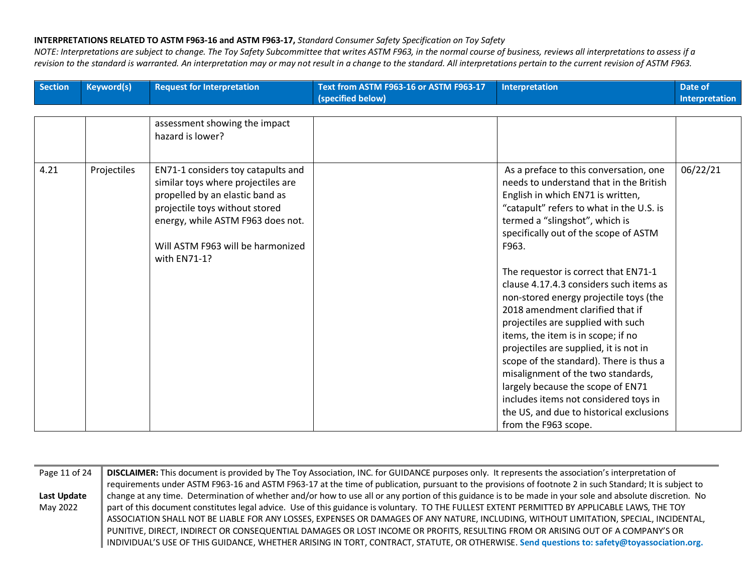**INTERPRETATIONS RELATED TO ASTM F963-16 and ASTM F963-17,** *Standard Consumer Safety Specification on Toy Safety*

*NOTE: Interpretations are subject to change. The Toy Safety Subcommittee that writes ASTM F963, in the normal course of business, reviews all interpretations to assess if a revision to the standard is warranted. An interpretation may or may not result in a change to the standard. All interpretations pertain to the current revision of ASTM F963.*

| Section | Keyword(s) | Request for Interpretation | Text from ASTM F963-16 or ASTM F963-17 (specified below) | Interpretation | Date of Interpretation |
|---|---|---|---|---|---|
| | | assessment showing the impact hazard is lower? | | | |
| 4.21 | Projectiles | EN71-1 considers toy catapults and similar toys where projectiles are propelled by an elastic band as projectile toys without stored energy, while ASTM F963 does not.<br><br>Will ASTM F963 will be harmonized with EN71-1? | | As a preface to this conversation, one needs to understand that in the British English in which EN71 is written, "catapult" refers to what in the U.S. is termed a "slingshot", which is specifically out of the scope of ASTM F963.<br><br>The requestor is correct that EN71-1 clause 4.17.4.3 considers such items as non-stored energy projectile toys (the 2018 amendment clarified that if projectiles are supplied with such items, the item is in scope; if no projectiles are supplied, it is not in scope of the standard). There is thus a misalignment of the two standards, largely because the scope of EN71 includes items not considered toys in the US, and due to historical exclusions from the F963 scope. | 06/22/21 |

**DISCLAIMER:** This document is provided by The Toy Association, INC. for GUIDANCE purposes only. It represents the association's interpretation of requirements under ASTM F963-16 and ASTM F963-17 at the time of publication, pursuant to the provisions of footnote 2 in such Standard; It is subject to change at any time. Determination of whether and/or how to use all or any portion of this guidance is to be made in your sole and absolute discretion. No part of this document constitutes legal advice. Use of this guidance is voluntary. TO THE FULLEST EXTENT PERMITTED BY APPLICABLE LAWS, THE TOY ASSOCIATION SHALL NOT BE LIABLE FOR ANY LOSSES, EXPENSES OR DAMAGES OF ANY NATURE, INCLUDING, WITHOUT LIMITATION, SPECIAL, INCIDENTAL, PUNITIVE, DIRECT, INDIRECT OR CONSEQUENTIAL DAMAGES OR LOST INCOME OR PROFITS, RESULTING FROM OR ARISING OUT OF A COMPANY'S OR INDIVIDUAL'S USE OF THIS GUIDANCE, WHETHER ARISING IN TORT, CONTRACT, STATUTE, OR OTHERWISE. **Send questions to: safety@toyassociation.org.**

**Last Update**
May 2022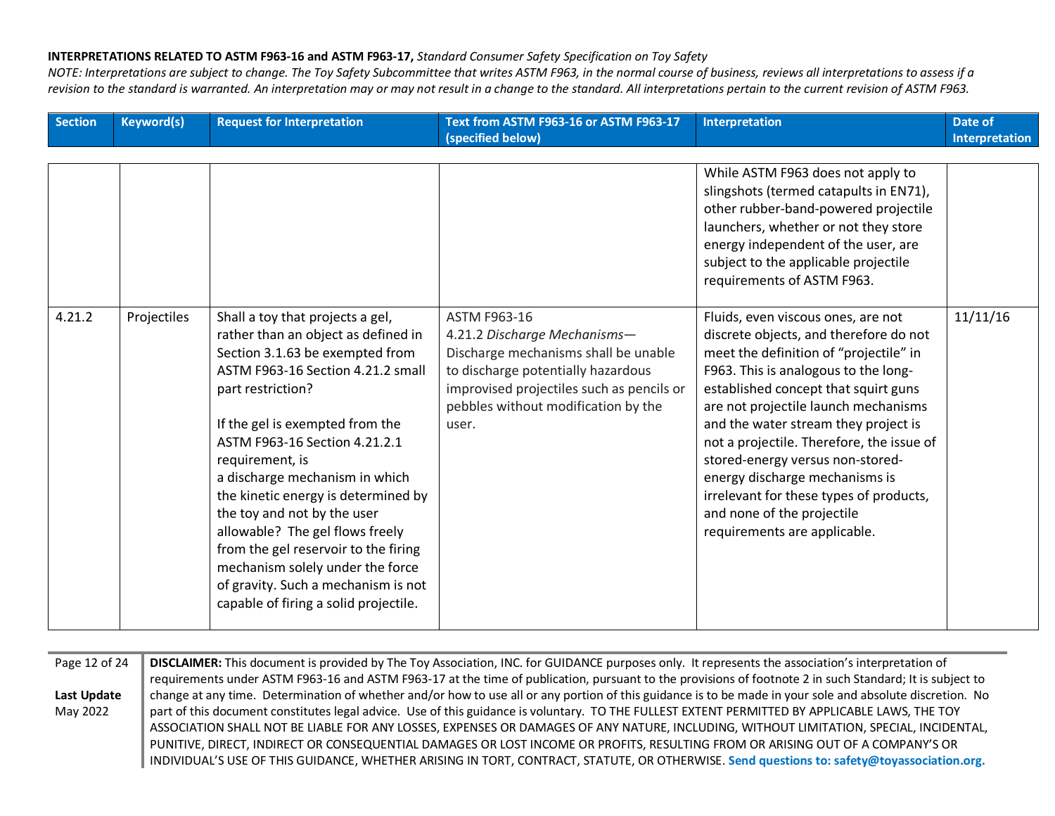| Section | Keyword(s) | Request for Interpretation | Text from ASTM F963-16 or ASTM F963-17 (specified below) | Interpretation | Date of Interpretation |
|---|---|---|---|---|---|
| | | | | While ASTM F963 does not apply to slingshots (termed catapults in EN71), other rubber-band-powered projectile launchers, whether or not they store energy independent of the user, are subject to the applicable projectile requirements of ASTM F963. | |
| 4.21.2 | Projectiles | Shall a toy that projects a gel, rather than an object as defined in Section 3.1.63 be exempted from ASTM F963-16 Section 4.21.2 small part restriction?<br><br>If the gel is exempted from the ASTM F963-16 Section 4.21.2.1 requirement, is a discharge mechanism in which the kinetic energy is determined by the toy and not by the user allowable? The gel flows freely from the gel reservoir to the firing mechanism solely under the force of gravity. Such a mechanism is not capable of firing a solid projectile. | ASTM F963-16<br>4.21.2 *Discharge Mechanisms*—Discharge mechanisms shall be unable to discharge potentially hazardous improvised projectiles such as pencils or pebbles without modification by the user. | Fluids, even viscous ones, are not discrete objects, and therefore do not meet the definition of "projectile" in F963. This is analogous to the long-established concept that squirt guns are not projectile launch mechanisms and the water stream they project is not a projectile. Therefore, the issue of stored-energy versus non-stored-energy discharge mechanisms is irrelevant for these types of products, and none of the projectile requirements are applicable. | 11/11/16 |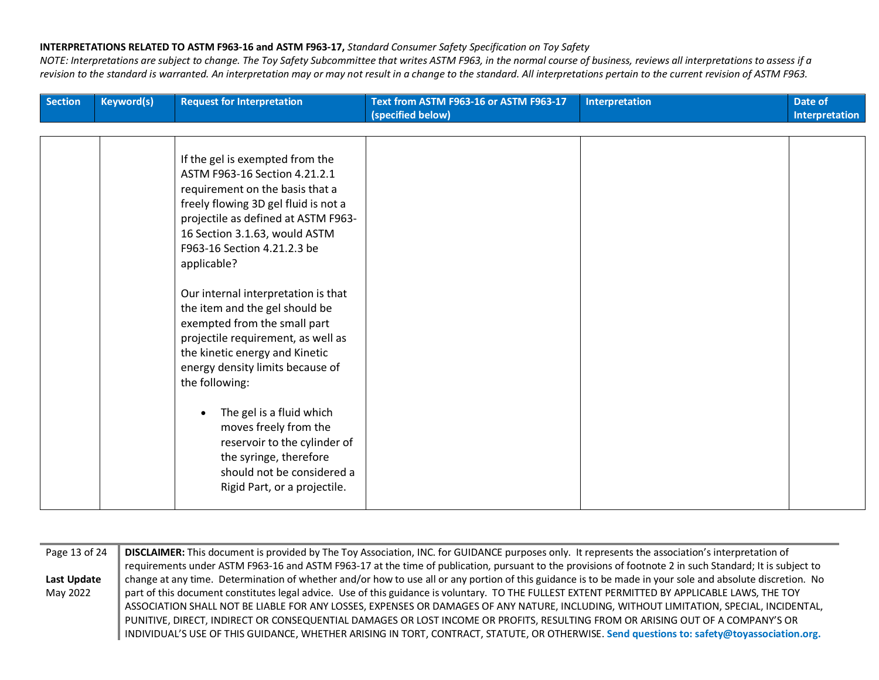**INTERPRETATIONS RELATED TO ASTM F963-16 and ASTM F963-17,** *Standard Consumer Safety Specification on Toy Safety*

*NOTE: Interpretations are subject to change. The Toy Safety Subcommittee that writes ASTM F963, in the normal course of business, reviews all interpretations to assess if a revision to the standard is warranted. An interpretation may or may not result in a change to the standard. All interpretations pertain to the current revision of ASTM F963.*

| Section | Keyword(s) | Request for Interpretation | Text from ASTM F963-16 or ASTM F963-17 (specified below) | Interpretation | Date of Interpretation |
|---|---|---|---|---|---|
| | | If the gel is exempted from the ASTM F963-16 Section 4.21.2.1 requirement on the basis that a freely flowing 3D gel fluid is not a projectile as defined at ASTM F963-16 Section 3.1.63, would ASTM F963-16 Section 4.21.2.3 be applicable?<br><br>Our internal interpretation is that the item and the gel should be exempted from the small part projectile requirement, as well as the kinetic energy and Kinetic energy density limits because of the following:<br><br>• The gel is a fluid which moves freely from the reservoir to the cylinder of the syringe, therefore should not be considered a Rigid Part, or a projectile. | | | |

**DISCLAIMER:** This document is provided by The Toy Association, INC. for GUIDANCE purposes only. It represents the association's interpretation of requirements under ASTM F963-16 and ASTM F963-17 at the time of publication, pursuant to the provisions of footnote 2 in such Standard; It is subject to change at any time. Determination of whether and/or how to use all or any portion of this guidance is to be made in your sole and absolute discretion. No part of this document constitutes legal advice. Use of this guidance is voluntary. TO THE FULLEST EXTENT PERMITTED BY APPLICABLE LAWS, THE TOY ASSOCIATION SHALL NOT BE LIABLE FOR ANY LOSSES, EXPENSES OR DAMAGES OF ANY NATURE, INCLUDING, WITHOUT LIMITATION, SPECIAL, INCIDENTAL, PUNITIVE, DIRECT, INDIRECT OR CONSEQUENTIAL DAMAGES OR LOST INCOME OR PROFITS, RESULTING FROM OR ARISING OUT OF A COMPANY'S OR INDIVIDUAL'S USE OF THIS GUIDANCE, WHETHER ARISING IN TORT, CONTRACT, STATUTE, OR OTHERWISE. **Send questions to: safety@toyassociation.org.**

**Last Update** May 2022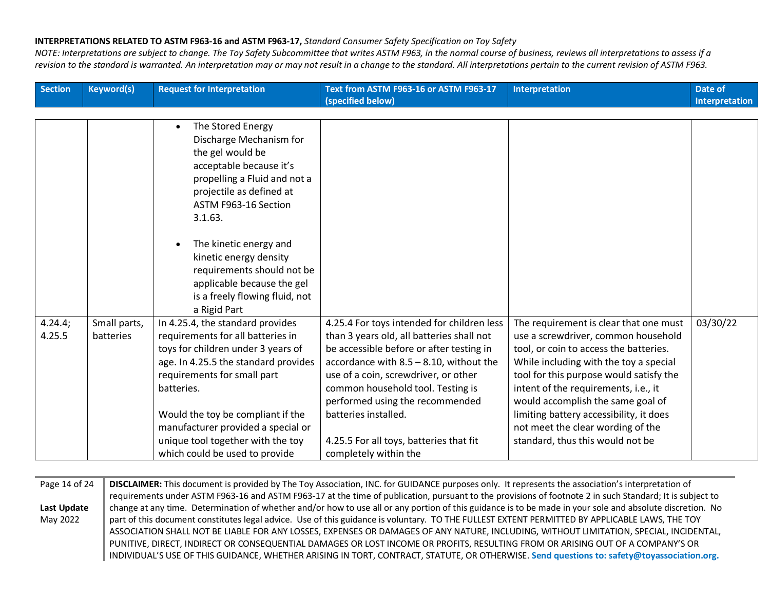**INTERPRETATIONS RELATED TO ASTM F963-16 and ASTM F963-17,** *Standard Consumer Safety Specification on Toy Safety*

*NOTE: Interpretations are subject to change. The Toy Safety Subcommittee that writes ASTM F963, in the normal course of business, reviews all interpretations to assess if a revision to the standard is warranted. An interpretation may or may not result in a change to the standard. All interpretations pertain to the current revision of ASTM F963.*

| Section | Keyword(s) | Request for Interpretation | Text from ASTM F963-16 or ASTM F963-17 (specified below) | Interpretation | Date of Interpretation |
|---|---|---|---|---|---|
| | | • The Stored Energy Discharge Mechanism for the gel would be acceptable because it's propelling a Fluid and not a projectile as defined at ASTM F963-16 Section 3.1.63.<br><br>• The kinetic energy and kinetic energy density requirements should not be applicable because the gel is a freely flowing fluid, not a Rigid Part | | | |
| 4.24.4; 4.25.5 | Small parts, batteries | In 4.25.4, the standard provides requirements for all batteries in toys for children under 3 years of age. In 4.25.5 the standard provides requirements for small part batteries.<br><br>Would the toy be compliant if the manufacturer provided a special or unique tool together with the toy which could be used to provide | 4.25.4 For toys intended for children less than 3 years old, all batteries shall not be accessible before or after testing in accordance with 8.5 – 8.10, without the use of a coin, screwdriver, or other common household tool. Testing is performed using the recommended batteries installed.<br><br>4.25.5 For all toys, batteries that fit completely within the | The requirement is clear that one must use a screwdriver, common household tool, or coin to access the batteries. While including with the toy a special tool for this purpose would satisfy the intent of the requirements, i.e., it would accomplish the same goal of limiting battery accessibility, it does not meet the clear wording of the standard, thus this would not be | 03/30/22 |

**DISCLAIMER:** This document is provided by The Toy Association, INC. for GUIDANCE purposes only. It represents the association's interpretation of requirements under ASTM F963-16 and ASTM F963-17 at the time of publication, pursuant to the provisions of footnote 2 in such Standard; It is subject to change at any time. Determination of whether and/or how to use all or any portion of this guidance is to be made in your sole and absolute discretion. No part of this document constitutes legal advice. Use of this guidance is voluntary. TO THE FULLEST EXTENT PERMITTED BY APPLICABLE LAWS, THE TOY ASSOCIATION SHALL NOT BE LIABLE FOR ANY LOSSES, EXPENSES OR DAMAGES OF ANY NATURE, INCLUDING, WITHOUT LIMITATION, SPECIAL, INCIDENTAL, PUNITIVE, DIRECT, INDIRECT OR CONSEQUENTIAL DAMAGES OR LOST INCOME OR PROFITS, RESULTING FROM OR ARISING OUT OF A COMPANY'S OR INDIVIDUAL'S USE OF THIS GUIDANCE, WHETHER ARISING IN TORT, CONTRACT, STATUTE, OR OTHERWISE. **Send questions to: safety@toyassociation.org.**

**Last Update** May 2022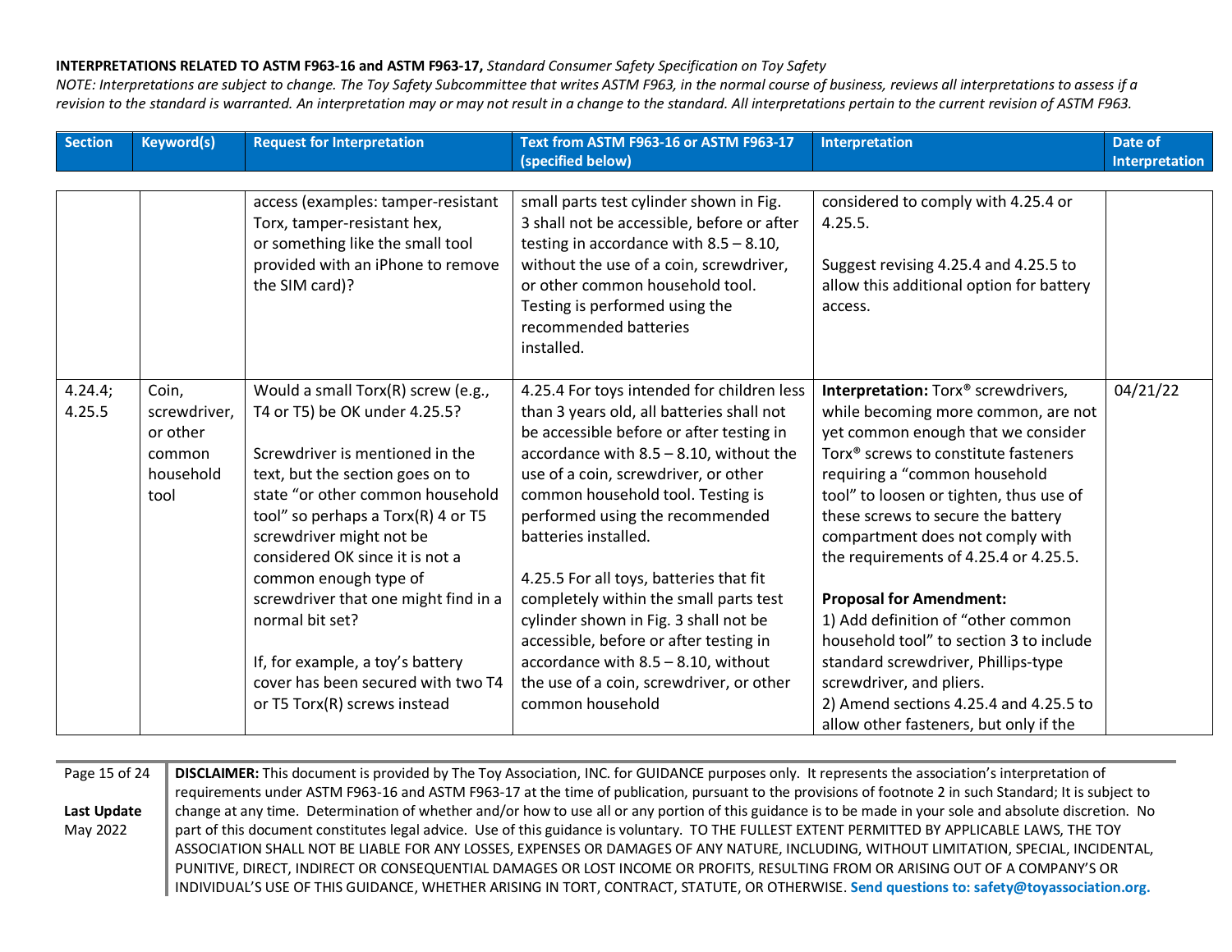**INTERPRETATIONS RELATED TO ASTM F963-16 and ASTM F963-17,** *Standard Consumer Safety Specification on Toy Safety*

*NOTE: Interpretations are subject to change. The Toy Safety Subcommittee that writes ASTM F963, in the normal course of business, reviews all interpretations to assess if a revision to the standard is warranted. An interpretation may or may not result in a change to the standard. All interpretations pertain to the current revision of ASTM F963.*

| Section | Keyword(s) | Request for Interpretation | Text from ASTM F963-16 or ASTM F963-17 (specified below) | Interpretation | Date of Interpretation |
|---|---|---|---|---|---|
| | | access (examples: tamper-resistant Torx, tamper-resistant hex, or something like the small tool provided with an iPhone to remove the SIM card)? | small parts test cylinder shown in Fig. 3 shall not be accessible, before or after testing in accordance with 8.5 – 8.10, without the use of a coin, screwdriver, or other common household tool. Testing is performed using the recommended batteries installed. | considered to comply with 4.25.4 or 4.25.5.<br><br>Suggest revising 4.25.4 and 4.25.5 to allow this additional option for battery access. | |
| 4.24.4; 4.25.5 | Coin, screwdriver, or other common household tool | Would a small Torx(R) screw (e.g., T4 or T5) be OK under 4.25.5?<br><br>Screwdriver is mentioned in the text, but the section goes on to state "or other common household tool" so perhaps a Torx(R) 4 or T5 screwdriver might not be considered OK since it is not a common enough type of screwdriver that one might find in a normal bit set?<br><br>If, for example, a toy's battery cover has been secured with two T4 or T5 Torx(R) screws instead | 4.25.4 For toys intended for children less than 3 years old, all batteries shall not be accessible before or after testing in accordance with 8.5 – 8.10, without the use of a coin, screwdriver, or other common household tool. Testing is performed using the recommended batteries installed.<br><br>4.25.5 For all toys, batteries that fit completely within the small parts test cylinder shown in Fig. 3 shall not be accessible, before or after testing in accordance with 8.5 – 8.10, without the use of a coin, screwdriver, or other common household | **Interpretation:** Torx® screwdrivers, while becoming more common, are not yet common enough that we consider Torx® screws to constitute fasteners requiring a "common household tool" to loosen or tighten, thus use of these screws to secure the battery compartment does not comply with the requirements of 4.25.4 or 4.25.5.<br><br>**Proposal for Amendment:**<br>1) Add definition of "other common household tool" to section 3 to include standard screwdriver, Phillips-type screwdriver, and pliers.<br>2) Amend sections 4.25.4 and 4.25.5 to allow other fasteners, but only if the | 04/21/22 |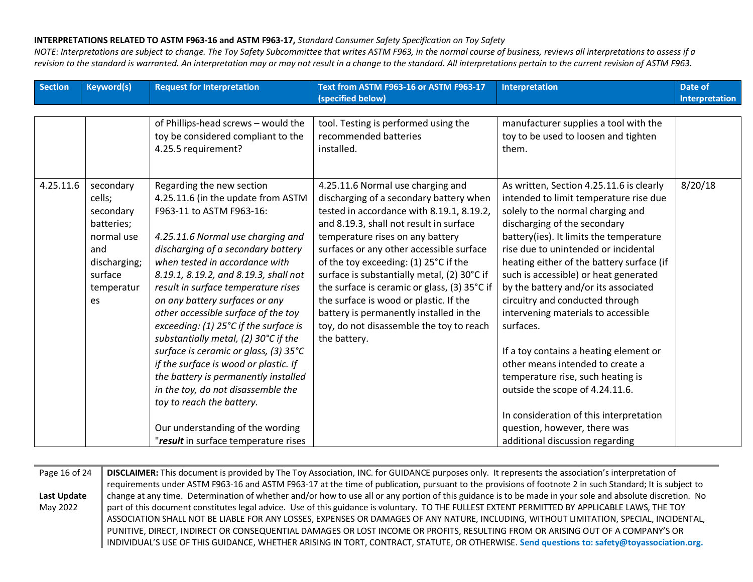**INTERPRETATIONS RELATED TO ASTM F963-16 and ASTM F963-17,** *Standard Consumer Safety Specification on Toy Safety*

*NOTE: Interpretations are subject to change. The Toy Safety Subcommittee that writes ASTM F963, in the normal course of business, reviews all interpretations to assess if a revision to the standard is warranted. An interpretation may or may not result in a change to the standard. All interpretations pertain to the current revision of ASTM F963.*

| Section | Keyword(s) | Request for Interpretation | Text from ASTM F963-16 or ASTM F963-17 (specified below) | Interpretation | Date of Interpretation |
|---|---|---|---|---|---|
| | | of Phillips-head screws – would the toy be considered compliant to the 4.25.5 requirement? | tool. Testing is performed using the recommended batteries installed. | manufacturer supplies a tool with the toy to be used to loosen and tighten them. | |
| 4.25.11.6 | secondary cells; secondary batteries; normal use and discharging; surface temperatures | Regarding the new section 4.25.11.6 (in the update from ASTM F963-11 to ASTM F963-16:<br><br>*4.25.11.6 Normal use charging and discharging of a secondary battery when tested in accordance with 8.19.1, 8.19.2, and 8.19.3, shall not result in surface temperature rises on any battery surfaces or any other accessible surface of the toy exceeding: (1) 25°C if the surface is substantially metal, (2) 30°C if the surface is ceramic or glass, (3) 35°C if the surface is wood or plastic. If the battery is permanently installed in the toy, do not disassemble the toy to reach the battery.*<br><br>Our understanding of the wording "***result*** in surface temperature rises | 4.25.11.6 Normal use charging and discharging of a secondary battery when tested in accordance with 8.19.1, 8.19.2, and 8.19.3, shall not result in surface temperature rises on any battery surfaces or any other accessible surface of the toy exceeding: (1) 25°C if the surface is substantially metal, (2) 30°C if the surface is ceramic or glass, (3) 35°C if the surface is wood or plastic. If the battery is permanently installed in the toy, do not disassemble the toy to reach the battery. | As written, Section 4.25.11.6 is clearly intended to limit temperature rise due solely to the normal charging and discharging of the secondary battery(ies). It limits the temperature rise due to unintended or incidental heating either of the battery surface (if such is accessible) or heat generated by the battery and/or its associated circuitry and conducted through intervening materials to accessible surfaces.<br><br>If a toy contains a heating element or other means intended to create a temperature rise, such heating is outside the scope of 4.24.11.6.<br><br>In consideration of this interpretation question, however, there was additional discussion regarding | 8/20/18 |

**DISCLAIMER:** This document is provided by The Toy Association, INC. for GUIDANCE purposes only. It represents the association's interpretation of requirements under ASTM F963-16 and ASTM F963-17 at the time of publication, pursuant to the provisions of footnote 2 in such Standard; It is subject to change at any time. Determination of whether and/or how to use all or any portion of this guidance is to be made in your sole and absolute discretion. No part of this document constitutes legal advice. Use of this guidance is voluntary. TO THE FULLEST EXTENT PERMITTED BY APPLICABLE LAWS, THE TOY ASSOCIATION SHALL NOT BE LIABLE FOR ANY LOSSES, EXPENSES OR DAMAGES OF ANY NATURE, INCLUDING, WITHOUT LIMITATION, SPECIAL, INCIDENTAL, PUNITIVE, DIRECT, INDIRECT OR CONSEQUENTIAL DAMAGES OR LOST INCOME OR PROFITS, RESULTING FROM OR ARISING OUT OF A COMPANY'S OR INDIVIDUAL'S USE OF THIS GUIDANCE, WHETHER ARISING IN TORT, CONTRACT, STATUTE, OR OTHERWISE. **Send questions to: safety@toyassociation.org.**

**Last Update** May 2022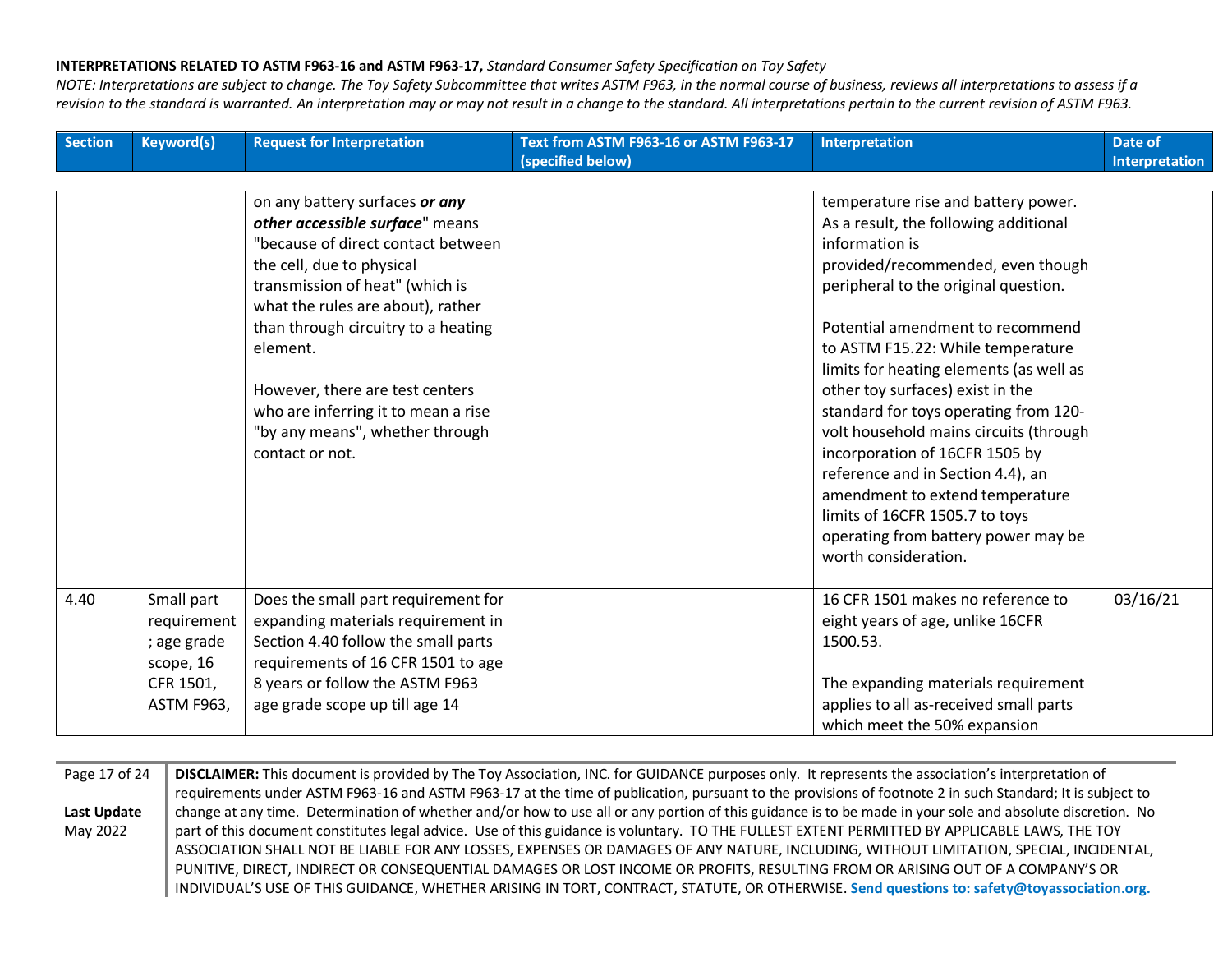**INTERPRETATIONS RELATED TO ASTM F963-16 and ASTM F963-17,** *Standard Consumer Safety Specification on Toy Safety*

*NOTE: Interpretations are subject to change. The Toy Safety Subcommittee that writes ASTM F963, in the normal course of business, reviews all interpretations to assess if a revision to the standard is warranted. An interpretation may or may not result in a change to the standard. All interpretations pertain to the current revision of ASTM F963.*

| Section | Keyword(s) | Request for Interpretation | Text from ASTM F963-16 or ASTM F963-17 (specified below) | Interpretation | Date of Interpretation |
|---|---|---|---|---|---|
| | | on any battery surfaces ***or any other accessible surface***" means "because of direct contact between the cell, due to physical transmission of heat" (which is what the rules are about), rather than through circuitry to a heating element.<br><br>However, there are test centers who are inferring it to mean a rise "by any means", whether through contact or not. | | temperature rise and battery power. As a result, the following additional information is provided/recommended, even though peripheral to the original question.<br><br>Potential amendment to recommend to ASTM F15.22: While temperature limits for heating elements (as well as other toy surfaces) exist in the standard for toys operating from 120-volt household mains circuits (through incorporation of 16CFR 1505 by reference and in Section 4.4), an amendment to extend temperature limits of 16CFR 1505.7 to toys operating from battery power may be worth consideration. | |
| 4.40 | Small part requirement; age grade scope, 16 CFR 1501, ASTM F963, | Does the small part requirement for expanding materials requirement in Section 4.40 follow the small parts requirements of 16 CFR 1501 to age 8 years or follow the ASTM F963 age grade scope up till age 14 | | 16 CFR 1501 makes no reference to eight years of age, unlike 16CFR 1500.53.<br><br>The expanding materials requirement applies to all as-received small parts which meet the 50% expansion | 03/16/21 |

**DISCLAIMER:** This document is provided by The Toy Association, INC. for GUIDANCE purposes only. It represents the association's interpretation of requirements under ASTM F963-16 and ASTM F963-17 at the time of publication, pursuant to the provisions of footnote 2 in such Standard; It is subject to change at any time. Determination of whether and/or how to use all or any portion of this guidance is to be made in your sole and absolute discretion. No part of this document constitutes legal advice. Use of this guidance is voluntary. TO THE FULLEST EXTENT PERMITTED BY APPLICABLE LAWS, THE TOY ASSOCIATION SHALL NOT BE LIABLE FOR ANY LOSSES, EXPENSES OR DAMAGES OF ANY NATURE, INCLUDING, WITHOUT LIMITATION, SPECIAL, INCIDENTAL, PUNITIVE, DIRECT, INDIRECT OR CONSEQUENTIAL DAMAGES OR LOST INCOME OR PROFITS, RESULTING FROM OR ARISING OUT OF A COMPANY'S OR INDIVIDUAL'S USE OF THIS GUIDANCE, WHETHER ARISING IN TORT, CONTRACT, STATUTE, OR OTHERWISE. **Send questions to: safety@toyassociation.org.**

**Last Update**
May 2022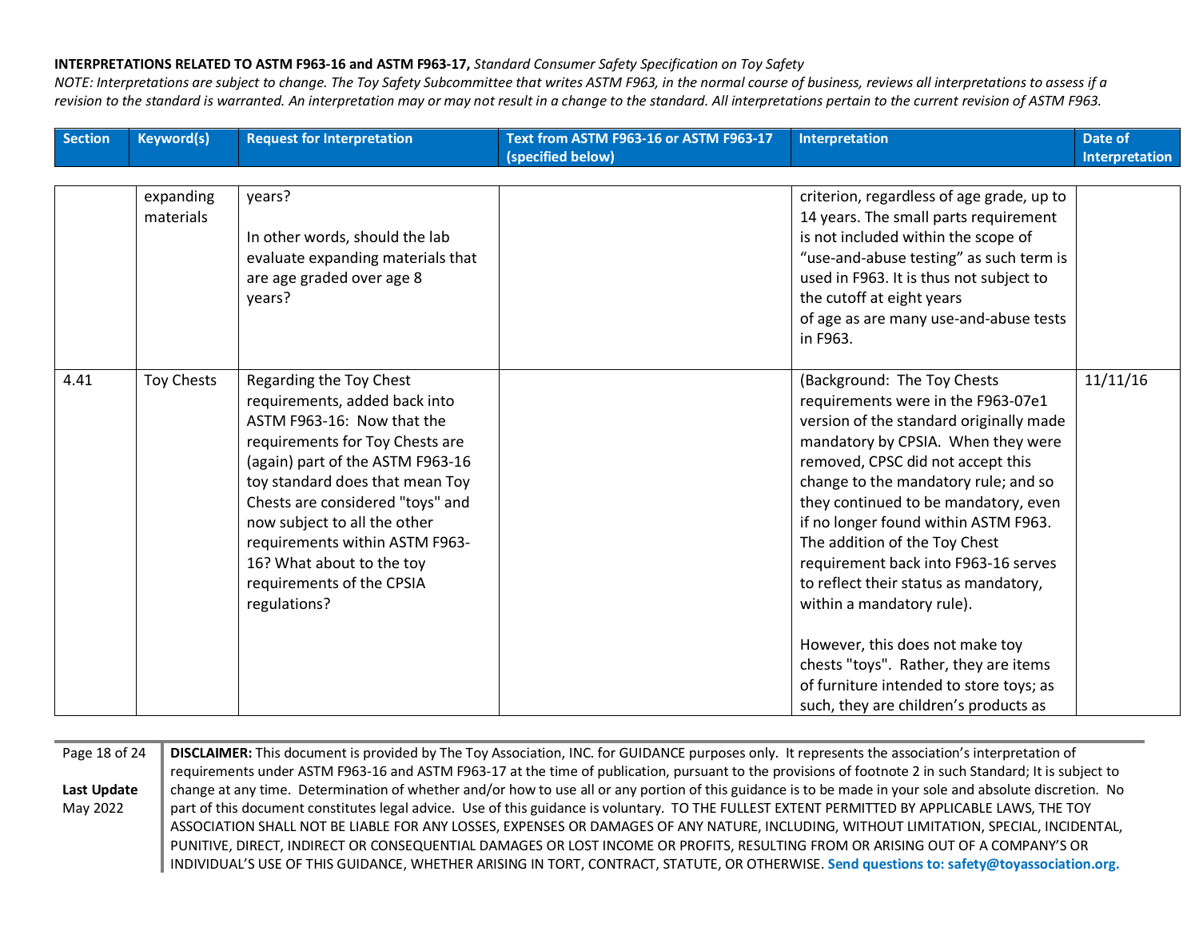**INTERPRETATIONS RELATED TO ASTM F963-16 and ASTM F963-17,** *Standard Consumer Safety Specification on Toy Safety*

*NOTE: Interpretations are subject to change. The Toy Safety Subcommittee that writes ASTM F963, in the normal course of business, reviews all interpretations to assess if a revision to the standard is warranted. An interpretation may or may not result in a change to the standard. All interpretations pertain to the current revision of ASTM F963.*

| Section | Keyword(s) | Request for Interpretation | Text from ASTM F963-16 or ASTM F963-17 (specified below) | Interpretation | Date of Interpretation |
|---|---|---|---|---|---|
| | expanding materials | years?<br><br>In other words, should the lab evaluate expanding materials that are age graded over age 8 years? | | criterion, regardless of age grade, up to 14 years. The small parts requirement is not included within the scope of "use-and-abuse testing" as such term is used in F963. It is thus not subject to the cutoff at eight years of age as are many use-and-abuse tests in F963. | |
| 4.41 | Toy Chests | Regarding the Toy Chest requirements, added back into ASTM F963-16: Now that the requirements for Toy Chests are (again) part of the ASTM F963-16 toy standard does that mean Toy Chests are considered "toys" and now subject to all the other requirements within ASTM F963-16? What about to the toy requirements of the CPSIA regulations? | | (Background: The Toy Chests requirements were in the F963-07e1 version of the standard originally made mandatory by CPSIA. When they were removed, CPSC did not accept this change to the mandatory rule; and so they continued to be mandatory, even if no longer found within ASTM F963. The addition of the Toy Chest requirement back into F963-16 serves to reflect their status as mandatory, within a mandatory rule).<br><br>However, this does not make toy chests "toys". Rather, they are items of furniture intended to store toys; as such, they are children's products as | 11/11/16 |

**DISCLAIMER:** This document is provided by The Toy Association, INC. for GUIDANCE purposes only. It represents the association's interpretation of requirements under ASTM F963-16 and ASTM F963-17 at the time of publication, pursuant to the provisions of footnote 2 in such Standard; It is subject to change at any time. Determination of whether and/or how to use all or any portion of this guidance is to be made in your sole and absolute discretion. No part of this document constitutes legal advice. Use of this guidance is voluntary. TO THE FULLEST EXTENT PERMITTED BY APPLICABLE LAWS, THE TOY ASSOCIATION SHALL NOT BE LIABLE FOR ANY LOSSES, EXPENSES OR DAMAGES OF ANY NATURE, INCLUDING, WITHOUT LIMITATION, SPECIAL, INCIDENTAL, PUNITIVE, DIRECT, INDIRECT OR CONSEQUENTIAL DAMAGES OR LOST INCOME OR PROFITS, RESULTING FROM OR ARISING OUT OF A COMPANY'S OR INDIVIDUAL'S USE OF THIS GUIDANCE, WHETHER ARISING IN TORT, CONTRACT, STATUTE, OR OTHERWISE. **Send questions to: safety@toyassociation.org.**

**Last Update** May 2022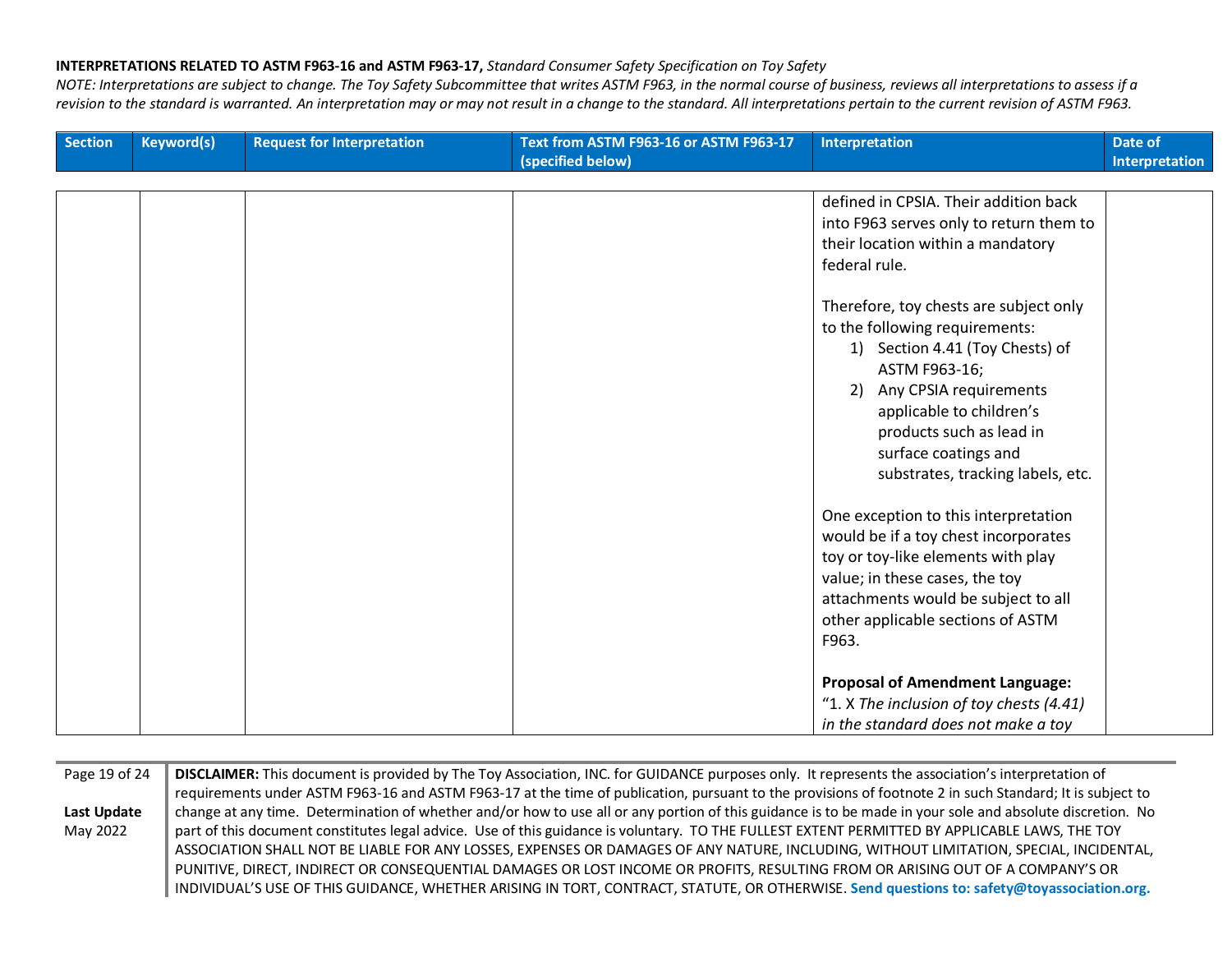**INTERPRETATIONS RELATED TO ASTM F963-16 and ASTM F963-17,** *Standard Consumer Safety Specification on Toy Safety*

*NOTE: Interpretations are subject to change. The Toy Safety Subcommittee that writes ASTM F963, in the normal course of business, reviews all interpretations to assess if a revision to the standard is warranted. An interpretation may or may not result in a change to the standard. All interpretations pertain to the current revision of ASTM F963.*

| Section | Keyword(s) | Request for Interpretation | Text from ASTM F963-16 or ASTM F963-17 (specified below) | Interpretation | Date of Interpretation |
|---|---|---|---|---|---|
| | | | | defined in CPSIA. Their addition back into F963 serves only to return them to their location within a mandatory federal rule.<br><br>Therefore, toy chests are subject only to the following requirements:<br>1) Section 4.41 (Toy Chests) of ASTM F963-16;<br>2) Any CPSIA requirements applicable to children's products such as lead in surface coatings and substrates, tracking labels, etc.<br><br>One exception to this interpretation would be if a toy chest incorporates toy or toy-like elements with play value; in these cases, the toy attachments would be subject to all other applicable sections of ASTM F963.<br><br>**Proposal of Amendment Language:**<br>"1. X *The inclusion of toy chests (4.41) in the standard does not make a toy* | |

**DISCLAIMER:** This document is provided by The Toy Association, INC. for GUIDANCE purposes only. It represents the association's interpretation of requirements under ASTM F963-16 and ASTM F963-17 at the time of publication, pursuant to the provisions of footnote 2 in such Standard; It is subject to change at any time. Determination of whether and/or how to use all or any portion of this guidance is to be made in your sole and absolute discretion. No part of this document constitutes legal advice. Use of this guidance is voluntary. TO THE FULLEST EXTENT PERMITTED BY APPLICABLE LAWS, THE TOY ASSOCIATION SHALL NOT BE LIABLE FOR ANY LOSSES, EXPENSES OR DAMAGES OF ANY NATURE, INCLUDING, WITHOUT LIMITATION, SPECIAL, INCIDENTAL, PUNITIVE, DIRECT, INDIRECT OR CONSEQUENTIAL DAMAGES OR LOST INCOME OR PROFITS, RESULTING FROM OR ARISING OUT OF A COMPANY'S OR INDIVIDUAL'S USE OF THIS GUIDANCE, WHETHER ARISING IN TORT, CONTRACT, STATUTE, OR OTHERWISE. **Send questions to: safety@toyassociation.org.**

**Last Update** May 2022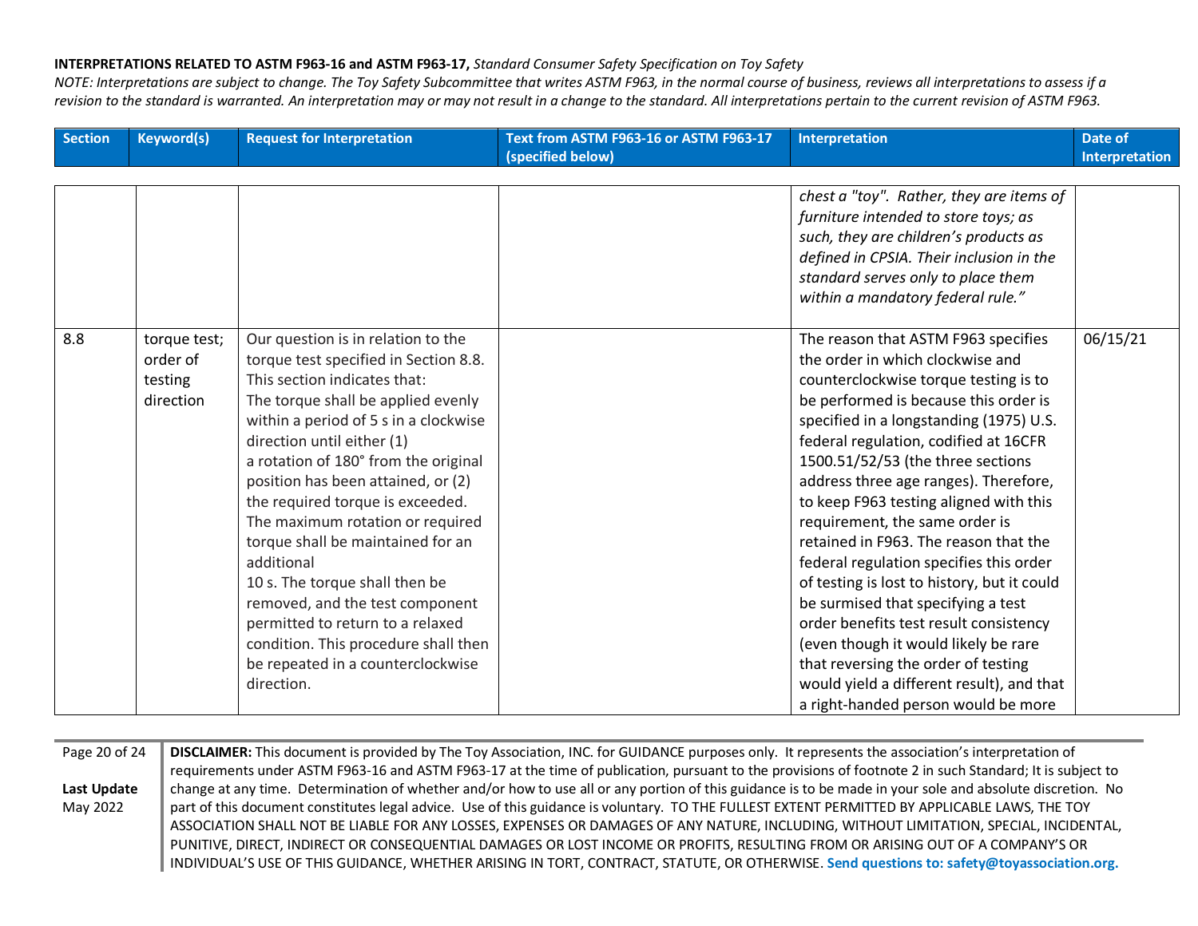| Section | Keyword(s) | Request for Interpretation | Text from ASTM F963-16 or ASTM F963-17 (specified below) | Interpretation | Date of Interpretation |
|---|---|---|---|---|---|
| | | | | *chest a "toy". Rather, they are items of furniture intended to store toys; as such, they are children's products as defined in CPSIA. Their inclusion in the standard serves only to place them within a mandatory federal rule."* | |
| 8.8 | torque test; order of testing direction | Our question is in relation to the torque test specified in Section 8.8. This section indicates that: The torque shall be applied evenly within a period of 5 s in a clockwise direction until either (1) a rotation of 180° from the original position has been attained, or (2) the required torque is exceeded. The maximum rotation or required torque shall be maintained for an additional 10 s. The torque shall then be removed, and the test component permitted to return to a relaxed condition. This procedure shall then be repeated in a counterclockwise direction. | | The reason that ASTM F963 specifies the order in which clockwise and counterclockwise torque testing is to be performed is because this order is specified in a longstanding (1975) U.S. federal regulation, codified at 16CFR 1500.51/52/53 (the three sections address three age ranges). Therefore, to keep F963 testing aligned with this requirement, the same order is retained in F963. The reason that the federal regulation specifies this order of testing is lost to history, but it could be surmised that specifying a test order benefits test result consistency (even though it would likely be rare that reversing the order of testing would yield a different result), and that a right-handed person would be more | 06/15/21 |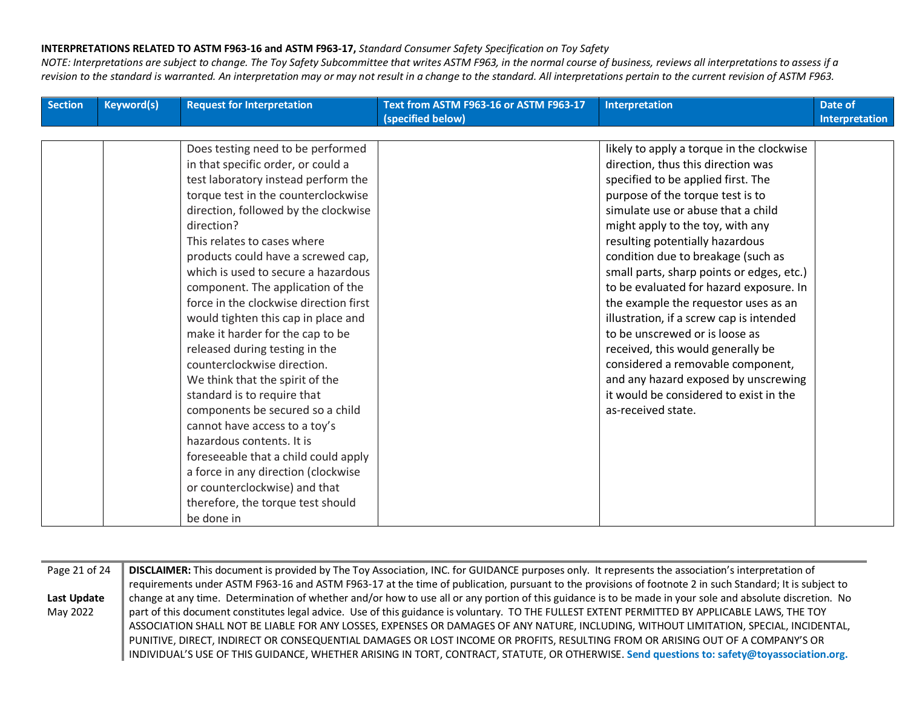**INTERPRETATIONS RELATED TO ASTM F963-16 and ASTM F963-17,** *Standard Consumer Safety Specification on Toy Safety*

*NOTE: Interpretations are subject to change. The Toy Safety Subcommittee that writes ASTM F963, in the normal course of business, reviews all interpretations to assess if a revision to the standard is warranted. An interpretation may or may not result in a change to the standard. All interpretations pertain to the current revision of ASTM F963.*

| Section | Keyword(s) | Request for Interpretation | Text from ASTM F963-16 or ASTM F963-17 (specified below) | Interpretation | Date of Interpretation |
|---|---|---|---|---|---|
| | | Does testing need to be performed in that specific order, or could a test laboratory instead perform the torque test in the counterclockwise direction, followed by the clockwise direction?<br>This relates to cases where products could have a screwed cap, which is used to secure a hazardous component. The application of the force in the clockwise direction first would tighten this cap in place and make it harder for the cap to be released during testing in the counterclockwise direction.<br>We think that the spirit of the standard is to require that components be secured so a child cannot have access to a toy's hazardous contents. It is foreseeable that a child could apply a force in any direction (clockwise or counterclockwise) and that therefore, the torque test should be done in | | likely to apply a torque in the clockwise direction, thus this direction was specified to be applied first. The purpose of the torque test is to simulate use or abuse that a child might apply to the toy, with any resulting potentially hazardous condition due to breakage (such as small parts, sharp points or edges, etc.) to be evaluated for hazard exposure. In the example the requestor uses as an illustration, if a screw cap is intended to be unscrewed or is loose as received, this would generally be considered a removable component, and any hazard exposed by unscrewing it would be considered to exist in the as-received state. | |

**Last Update** May 2022

**DISCLAIMER:** This document is provided by The Toy Association, INC. for GUIDANCE purposes only. It represents the association's interpretation of requirements under ASTM F963-16 and ASTM F963-17 at the time of publication, pursuant to the provisions of footnote 2 in such Standard; It is subject to change at any time. Determination of whether and/or how to use all or any portion of this guidance is to be made in your sole and absolute discretion. No part of this document constitutes legal advice. Use of this guidance is voluntary. TO THE FULLEST EXTENT PERMITTED BY APPLICABLE LAWS, THE TOY ASSOCIATION SHALL NOT BE LIABLE FOR ANY LOSSES, EXPENSES OR DAMAGES OF ANY NATURE, INCLUDING, WITHOUT LIMITATION, SPECIAL, INCIDENTAL, PUNITIVE, DIRECT, INDIRECT OR CONSEQUENTIAL DAMAGES OR LOST INCOME OR PROFITS, RESULTING FROM OR ARISING OUT OF A COMPANY'S OR INDIVIDUAL'S USE OF THIS GUIDANCE, WHETHER ARISING IN TORT, CONTRACT, STATUTE, OR OTHERWISE. **Send questions to: safety@toyassociation.org.**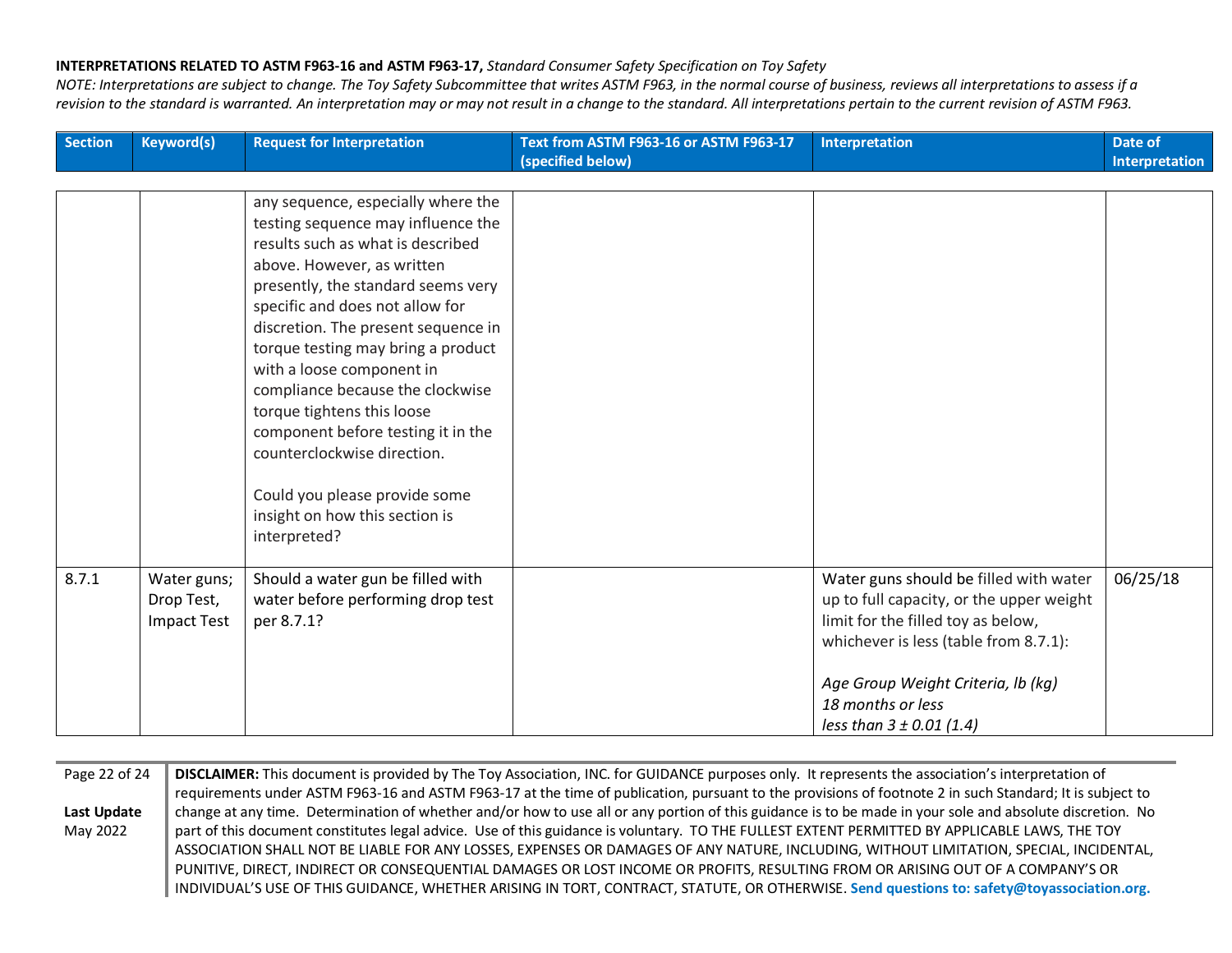**INTERPRETATIONS RELATED TO ASTM F963-16 and ASTM F963-17,** *Standard Consumer Safety Specification on Toy Safety*

*NOTE: Interpretations are subject to change. The Toy Safety Subcommittee that writes ASTM F963, in the normal course of business, reviews all interpretations to assess if a revision to the standard is warranted. An interpretation may or may not result in a change to the standard. All interpretations pertain to the current revision of ASTM F963.*

| Section | Keyword(s) | Request for Interpretation | Text from ASTM F963-16 or ASTM F963-17 (specified below) | Interpretation | Date of Interpretation |
|---|---|---|---|---|---|
| | | any sequence, especially where the testing sequence may influence the results such as what is described above. However, as written presently, the standard seems very specific and does not allow for discretion. The present sequence in torque testing may bring a product with a loose component in compliance because the clockwise torque tightens this loose component before testing it in the counterclockwise direction.<br><br>Could you please provide some insight on how this section is interpreted? | | | |
| 8.7.1 | Water guns; Drop Test, Impact Test | Should a water gun be filled with water before performing drop test per 8.7.1? | | Water guns should be filled with water up to full capacity, or the upper weight limit for the filled toy as below, whichever is less (table from 8.7.1):<br><br>*Age Group Weight Criteria, lb (kg)*<br>*18 months or less*<br>*less than 3 ± 0.01 (1.4)* | 06/25/18 |

**DISCLAIMER:** This document is provided by The Toy Association, INC. for GUIDANCE purposes only. It represents the association's interpretation of requirements under ASTM F963-16 and ASTM F963-17 at the time of publication, pursuant to the provisions of footnote 2 in such Standard; It is subject to change at any time. Determination of whether and/or how to use all or any portion of this guidance is to be made in your sole and absolute discretion. No part of this document constitutes legal advice. Use of this guidance is voluntary. TO THE FULLEST EXTENT PERMITTED BY APPLICABLE LAWS, THE TOY ASSOCIATION SHALL NOT BE LIABLE FOR ANY LOSSES, EXPENSES OR DAMAGES OF ANY NATURE, INCLUDING, WITHOUT LIMITATION, SPECIAL, INCIDENTAL, PUNITIVE, DIRECT, INDIRECT OR CONSEQUENTIAL DAMAGES OR LOST INCOME OR PROFITS, RESULTING FROM OR ARISING OUT OF A COMPANY'S OR INDIVIDUAL'S USE OF THIS GUIDANCE, WHETHER ARISING IN TORT, CONTRACT, STATUTE, OR OTHERWISE. **Send questions to: safety@toyassociation.org.**

**Last Update** May 2022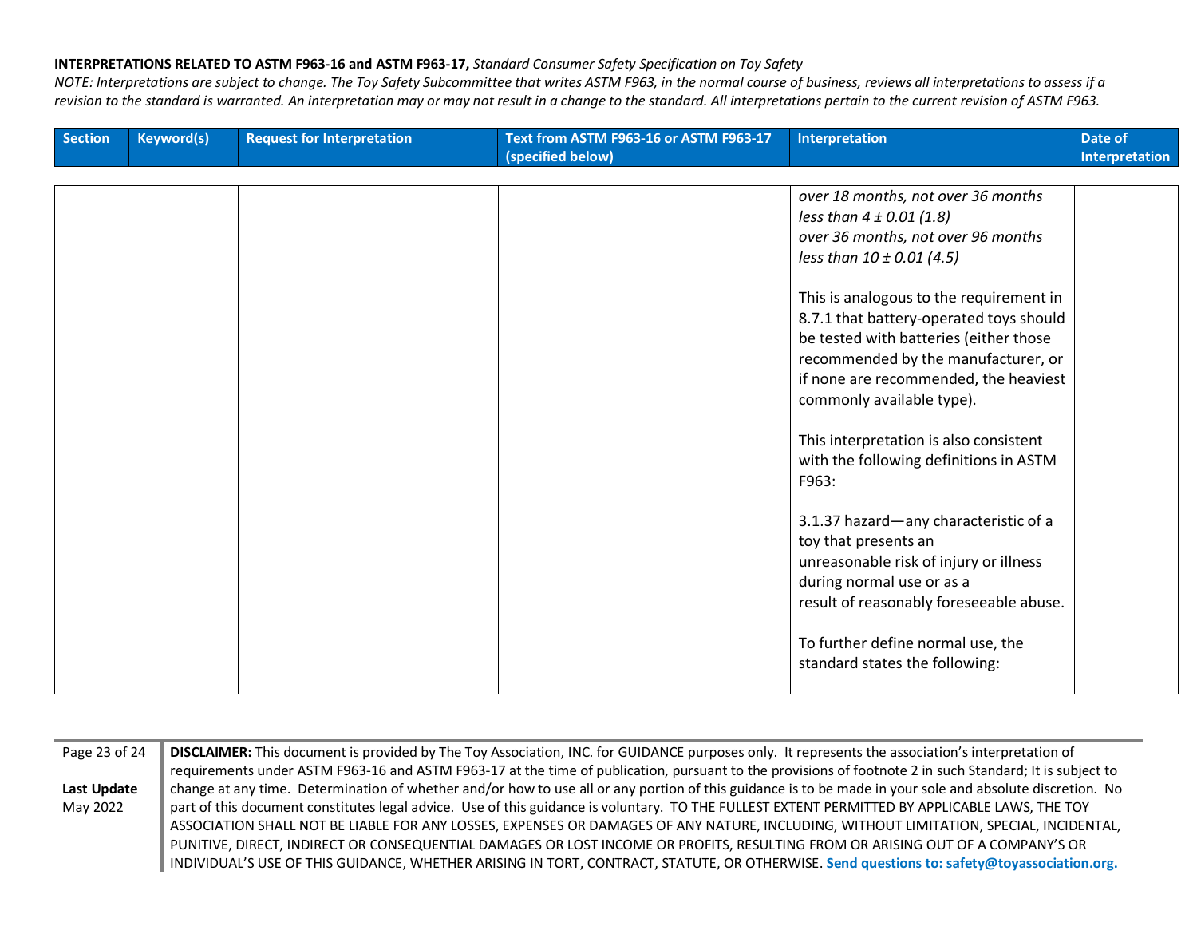**INTERPRETATIONS RELATED TO ASTM F963-16 and ASTM F963-17,** *Standard Consumer Safety Specification on Toy Safety*

*NOTE: Interpretations are subject to change. The Toy Safety Subcommittee that writes ASTM F963, in the normal course of business, reviews all interpretations to assess if a revision to the standard is warranted. An interpretation may or may not result in a change to the standard. All interpretations pertain to the current revision of ASTM F963.*

| Section | Keyword(s) | Request for Interpretation | Text from ASTM F963-16 or ASTM F963-17 (specified below) | Interpretation | Date of Interpretation |
|---|---|---|---|---|---|
| | | | | *over 18 months, not over 36 months*<br>*less than 4 ± 0.01 (1.8)*<br>*over 36 months, not over 96 months*<br>*less than 10 ± 0.01 (4.5)*<br><br>This is analogous to the requirement in 8.7.1 that battery-operated toys should be tested with batteries (either those recommended by the manufacturer, or if none are recommended, the heaviest commonly available type).<br><br>This interpretation is also consistent with the following definitions in ASTM F963:<br><br>3.1.37 hazard—any characteristic of a toy that presents an unreasonable risk of injury or illness during normal use or as a result of reasonably foreseeable abuse.<br><br>To further define normal use, the standard states the following: | |

**DISCLAIMER:** This document is provided by The Toy Association, INC. for GUIDANCE purposes only. It represents the association's interpretation of requirements under ASTM F963-16 and ASTM F963-17 at the time of publication, pursuant to the provisions of footnote 2 in such Standard; It is subject to change at any time. Determination of whether and/or how to use all or any portion of this guidance is to be made in your sole and absolute discretion. No part of this document constitutes legal advice. Use of this guidance is voluntary. TO THE FULLEST EXTENT PERMITTED BY APPLICABLE LAWS, THE TOY ASSOCIATION SHALL NOT BE LIABLE FOR ANY LOSSES, EXPENSES OR DAMAGES OF ANY NATURE, INCLUDING, WITHOUT LIMITATION, SPECIAL, INCIDENTAL, PUNITIVE, DIRECT, INDIRECT OR CONSEQUENTIAL DAMAGES OR LOST INCOME OR PROFITS, RESULTING FROM OR ARISING OUT OF A COMPANY'S OR INDIVIDUAL'S USE OF THIS GUIDANCE, WHETHER ARISING IN TORT, CONTRACT, STATUTE, OR OTHERWISE. **Send questions to: safety@toyassociation.org.**

**Last Update** May 2022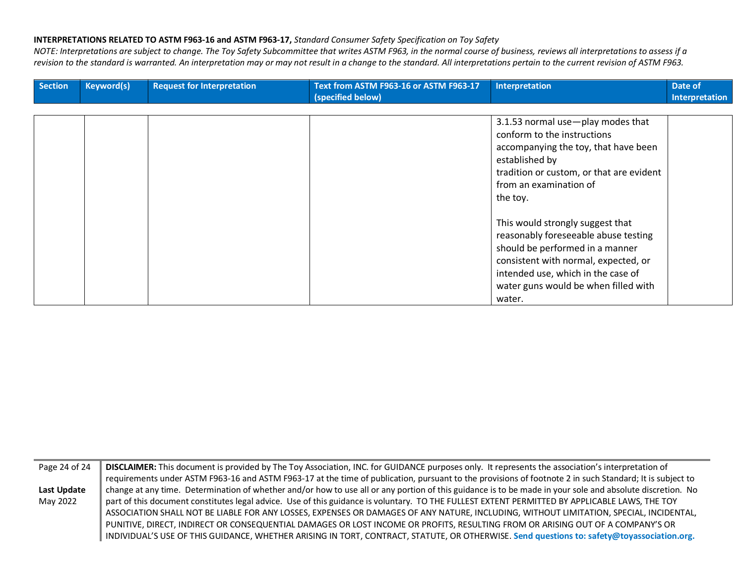**INTERPRETATIONS RELATED TO ASTM F963-16 and ASTM F963-17,** *Standard Consumer Safety Specification on Toy Safety*

*NOTE: Interpretations are subject to change. The Toy Safety Subcommittee that writes ASTM F963, in the normal course of business, reviews all interpretations to assess if a revision to the standard is warranted. An interpretation may or may not result in a change to the standard. All interpretations pertain to the current revision of ASTM F963.*

| Section | Keyword(s) | Request for Interpretation | Text from ASTM F963-16 or ASTM F963-17 (specified below) | Interpretation | Date of Interpretation |
|---|---|---|---|---|---|
| | | | | 3.1.53 normal use—play modes that conform to the instructions accompanying the toy, that have been established by tradition or custom, or that are evident from an examination of the toy.<br><br>This would strongly suggest that reasonably foreseeable abuse testing should be performed in a manner consistent with normal, expected, or intended use, which in the case of water guns would be when filled with water. | |

**Last Update**
May 2022

**DISCLAIMER:** This document is provided by The Toy Association, INC. for GUIDANCE purposes only. It represents the association's interpretation of requirements under ASTM F963-16 and ASTM F963-17 at the time of publication, pursuant to the provisions of footnote 2 in such Standard; It is subject to change at any time. Determination of whether and/or how to use all or any portion of this guidance is to be made in your sole and absolute discretion. No part of this document constitutes legal advice. Use of this guidance is voluntary. TO THE FULLEST EXTENT PERMITTED BY APPLICABLE LAWS, THE TOY ASSOCIATION SHALL NOT BE LIABLE FOR ANY LOSSES, EXPENSES OR DAMAGES OF ANY NATURE, INCLUDING, WITHOUT LIMITATION, SPECIAL, INCIDENTAL, PUNITIVE, DIRECT, INDIRECT OR CONSEQUENTIAL DAMAGES OR LOST INCOME OR PROFITS, RESULTING FROM OR ARISING OUT OF A COMPANY'S OR INDIVIDUAL'S USE OF THIS GUIDANCE, WHETHER ARISING IN TORT, CONTRACT, STATUTE, OR OTHERWISE. **Send questions to: safety@toyassociation.org.**